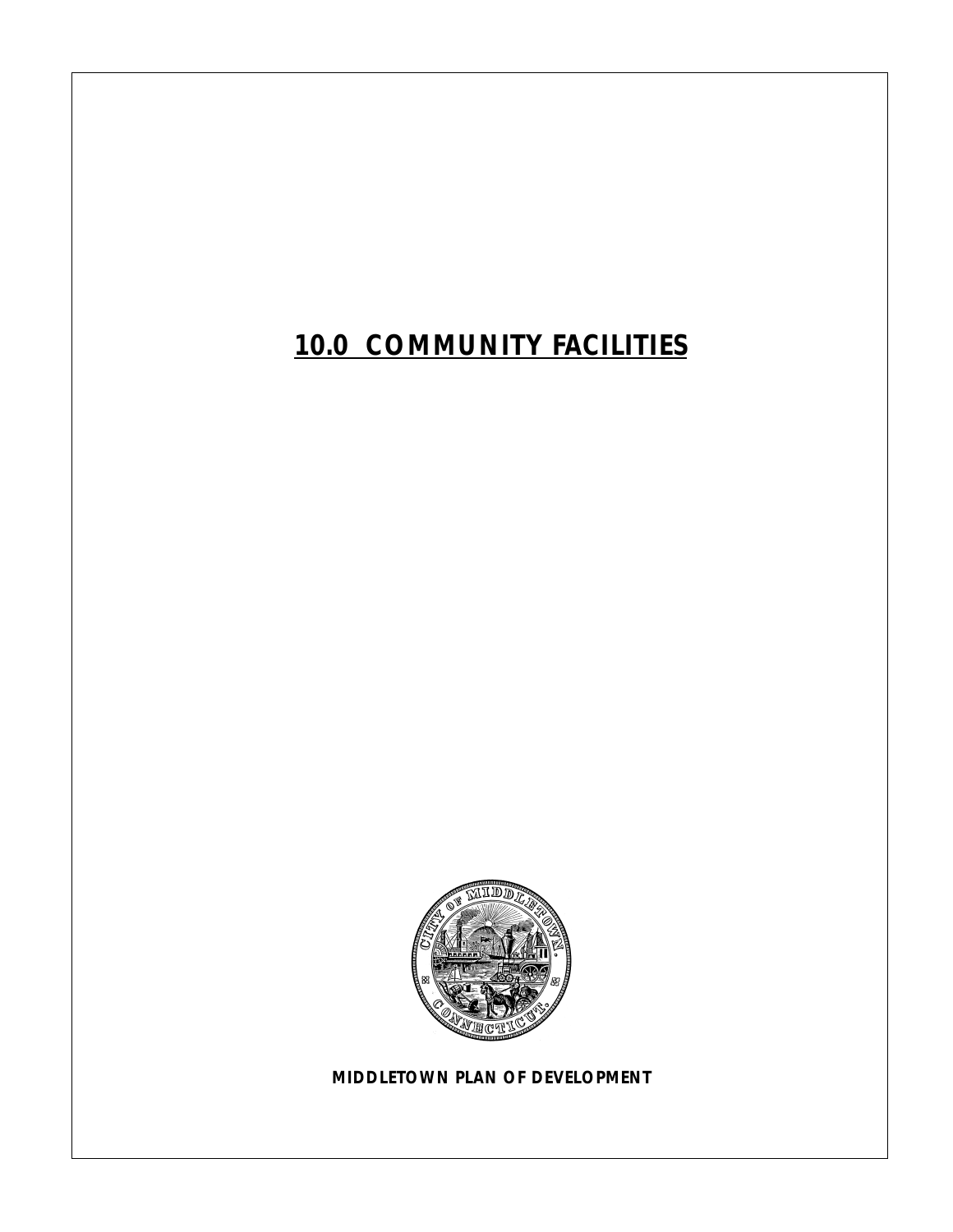# 10.0 COMMUNITY FACILITIES

**MIDDLETOWN PLAN OF DEVELOPMENT**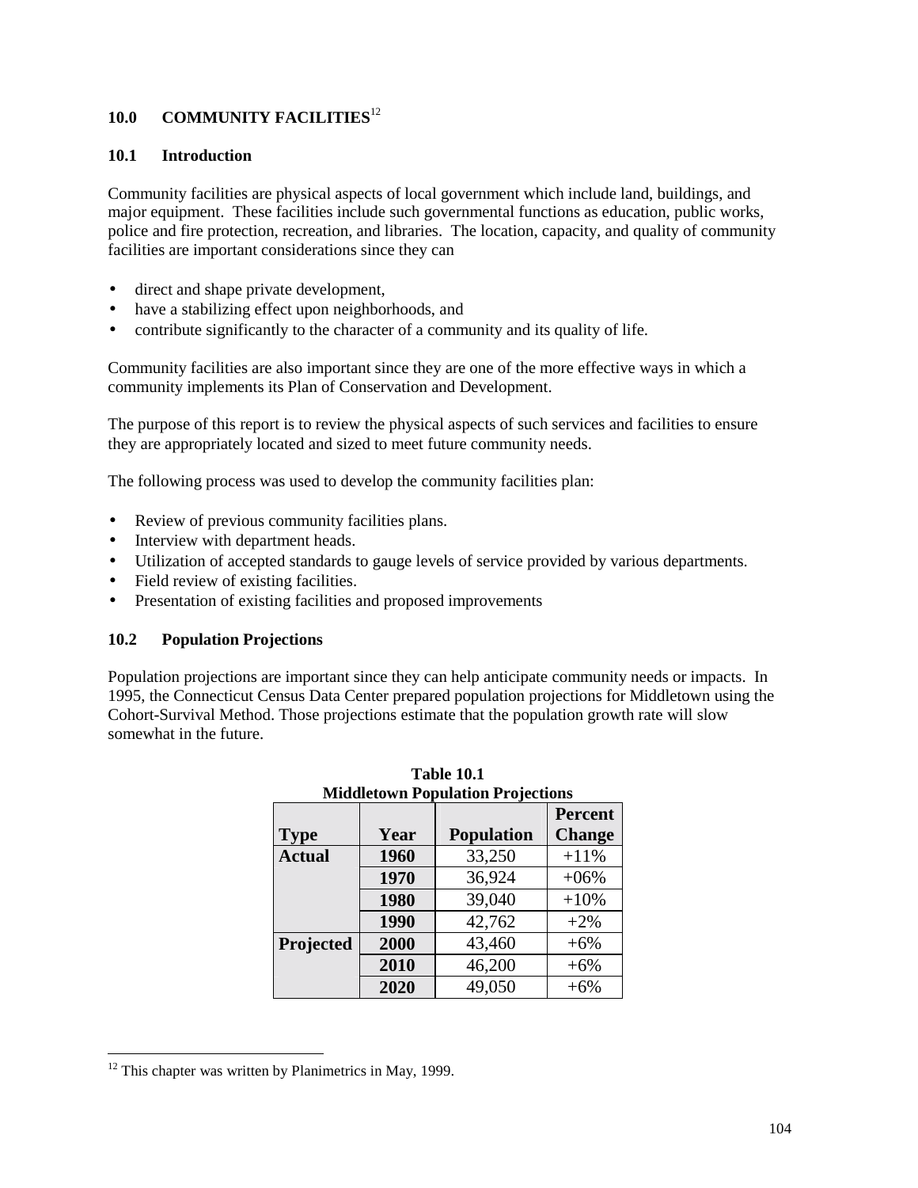## 10.0 COMMUNITY FACILITIES[12]

### 10.1 Introduction

Community facilities are physical aspects of local government which include land, buildings, and major equipment. These facilities include such governmental functions as education, public works, police and fire protection, recreation, and libraries. The location, capacity, and quality of community facilities are important considerations since they can

- direct and shape private development,
- have a stabilizing effect upon neighborhoods, and
- contribute significantly to the character of a community and its quality of life.

Community facilities are also important since they are one of the more effective ways in which a community implements its Plan of Conservation and Development.

The purpose of this report is to review the physical aspects of such services and facilities to ensure they are appropriately located and sized to meet future community needs.

The following process was used to develop the community facilities plan:

- Review of previous community facilities plans.
- Interview with department heads.
- Utilization of accepted standards to gauge levels of service provided by various departments.
- Field review of existing facilities.
- Presentation of existing facilities and proposed improvements

### 10.2 Population Projections

Population projections are important since they can help anticipate community needs or impacts. In 1995, the Connecticut Census Data Center prepared population projections for Middletown using the Cohort-Survival Method. Those projections estimate that the population growth rate will slow somewhat in the future.

**Table 10.1**
**Middletown Population Projections**

| Type | Year | Population | Percent Change |
|---|---|---|---|
| Actual | 1960 | 33,250 | +11% |
| | 1970 | 36,924 | +06% |
| | 1980 | 39,040 | +10% |
| | 1990 | 42,762 | +2% |
| Projected | 2000 | 43,460 | +6% |
| | 2010 | 46,200 | +6% |
| | 2020 | 49,050 | +6% |

[12] This chapter was written by Planimetrics in May, 1999.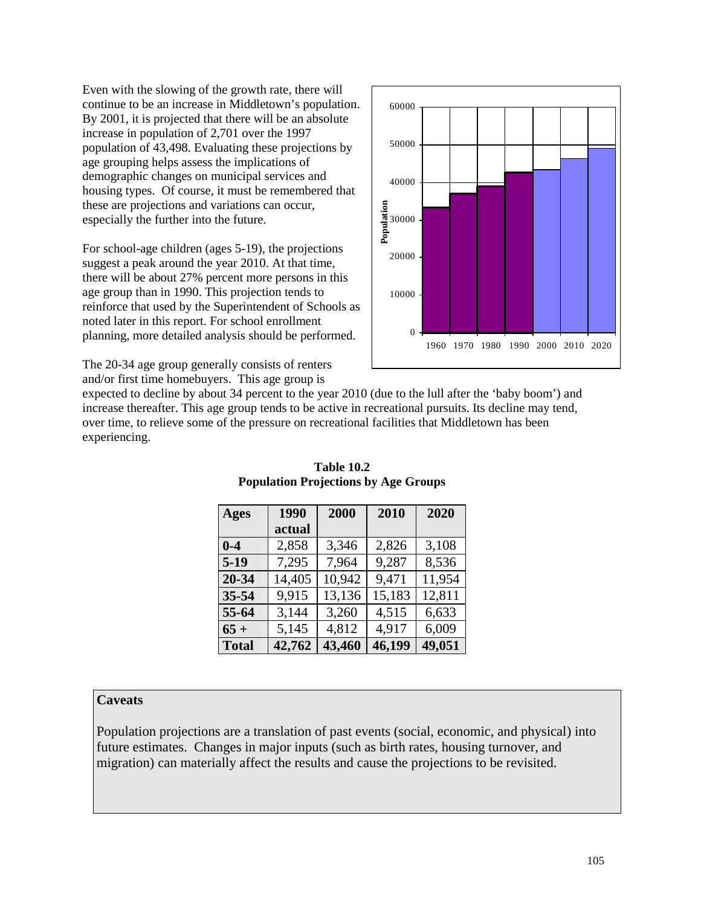Even with the slowing of the growth rate, there will continue to be an increase in Middletown's population. By 2001, it is projected that there will be an absolute increase in population of 2,701 over the 1997 population of 43,498. Evaluating these projections by age grouping helps assess the implications of demographic changes on municipal services and housing types. Of course, it must be remembered that these are projections and variations can occur, especially the further into the future.

For school-age children (ages 5-19), the projections suggest a peak around the year 2010. At that time, there will be about 27% percent more persons in this age group than in 1990. This projection tends to reinforce that used by the Superintendent of Schools as noted later in this report. For school enrollment planning, more detailed analysis should be performed.

The 20-34 age group generally consists of renters and/or first time homebuyers. This age group is expected to decline by about 34 percent to the year 2010 (due to the lull after the 'baby boom') and increase thereafter. This age group tends to be active in recreational pursuits. Its decline may tend, over time, to relieve some of the pressure on recreational facilities that Middletown has been experiencing.

**Table 10.2**
**Population Projections by Age Groups**

| Ages | 1990 actual | 2000 | 2010 | 2020 |
|---|---|---|---|---|
| **0-4** | 2,858 | 3,346 | 2,826 | 3,108 |
| **5-19** | 7,295 | 7,964 | 9,287 | 8,536 |
| **20-34** | 14,405 | 10,942 | 9,471 | 11,954 |
| **35-54** | 9,915 | 13,136 | 15,183 | 12,811 |
| **55-64** | 3,144 | 3,260 | 4,515 | 6,633 |
| **65 +** | 5,145 | 4,812 | 4,917 | 6,009 |
| **Total** | **42,762** | **43,460** | **46,199** | **49,051** |

**Caveats**

Population projections are a translation of past events (social, economic, and physical) into future estimates. Changes in major inputs (such as birth rates, housing turnover, and migration) can materially affect the results and cause the projections to be revisited.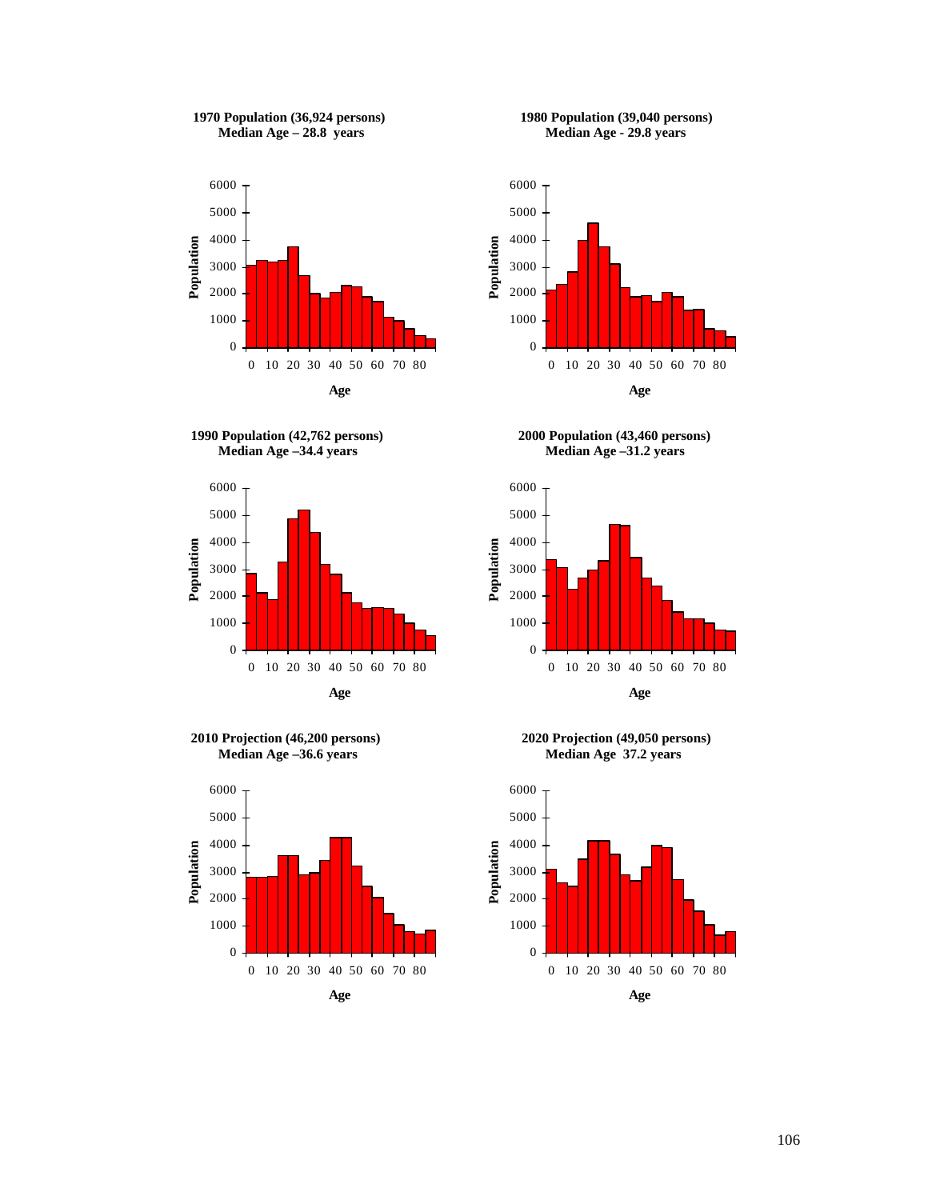**1970 Population (36,924 persons)**
**Median Age – 28.8 years**

**1980 Population (39,040 persons)**
**Median Age - 29.8 years**

**1990 Population (42,762 persons)**
**Median Age –34.4 years**

**2000 Population (43,460 persons)**
**Median Age –31.2 years**

**2010 Projection (46,200 persons)**
**Median Age –36.6 years**

**2020 Projection (49,050 persons)**
**Median Age 37.2 years**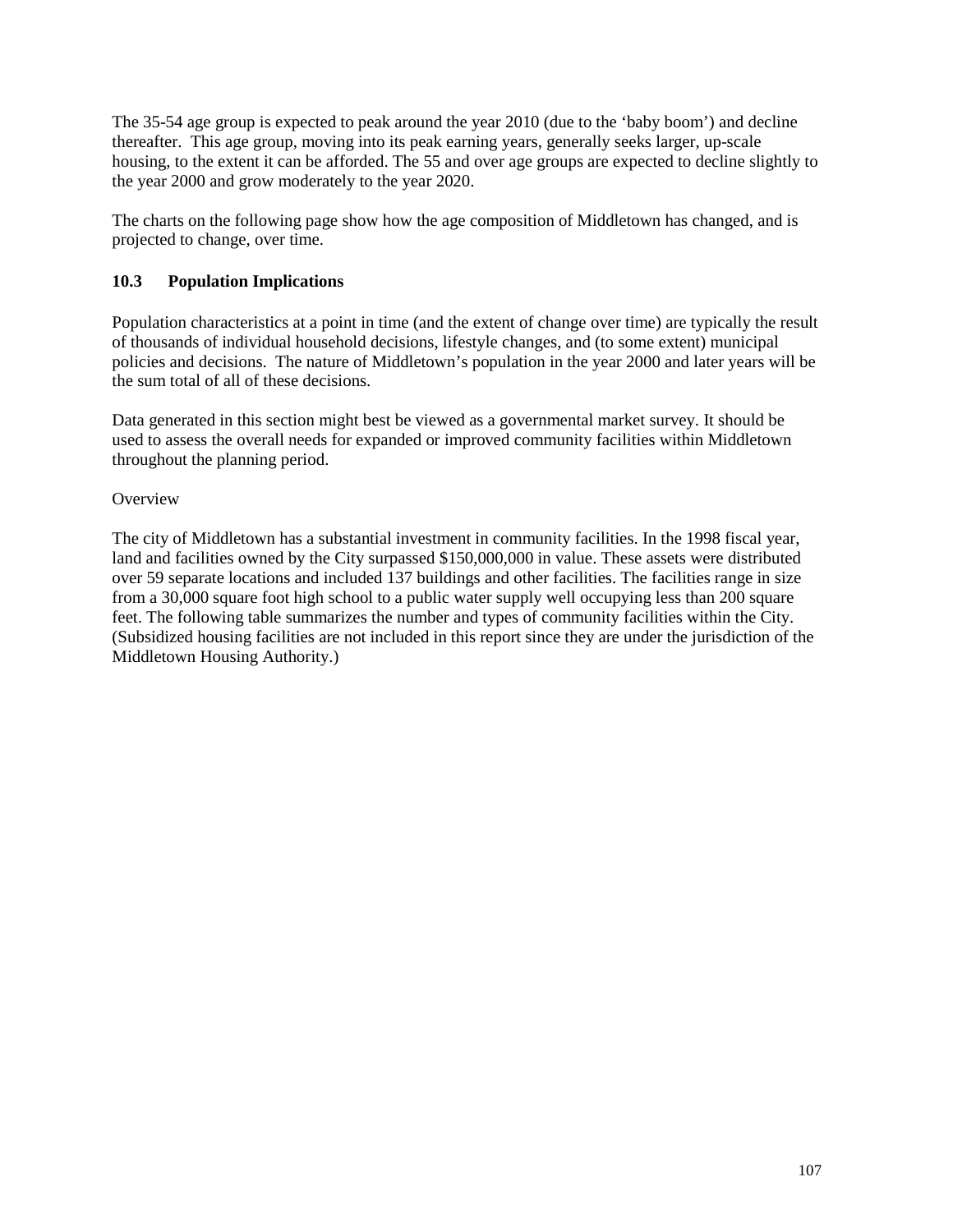The 35-54 age group is expected to peak around the year 2010 (due to the 'baby boom') and decline thereafter. This age group, moving into its peak earning years, generally seeks larger, up-scale housing, to the extent it can be afforded. The 55 and over age groups are expected to decline slightly to the year 2000 and grow moderately to the year 2020.

The charts on the following page show how the age composition of Middletown has changed, and is projected to change, over time.

### 10.3 Population Implications

Population characteristics at a point in time (and the extent of change over time) are typically the result of thousands of individual household decisions, lifestyle changes, and (to some extent) municipal policies and decisions. The nature of Middletown's population in the year 2000 and later years will be the sum total of all of these decisions.

Data generated in this section might best be viewed as a governmental market survey. It should be used to assess the overall needs for expanded or improved community facilities within Middletown throughout the planning period.

Overview

The city of Middletown has a substantial investment in community facilities. In the 1998 fiscal year, land and facilities owned by the City surpassed $150,000,000 in value. These assets were distributed over 59 separate locations and included 137 buildings and other facilities. The facilities range in size from a 30,000 square foot high school to a public water supply well occupying less than 200 square feet. The following table summarizes the number and types of community facilities within the City. (Subsidized housing facilities are not included in this report since they are under the jurisdiction of the Middletown Housing Authority.)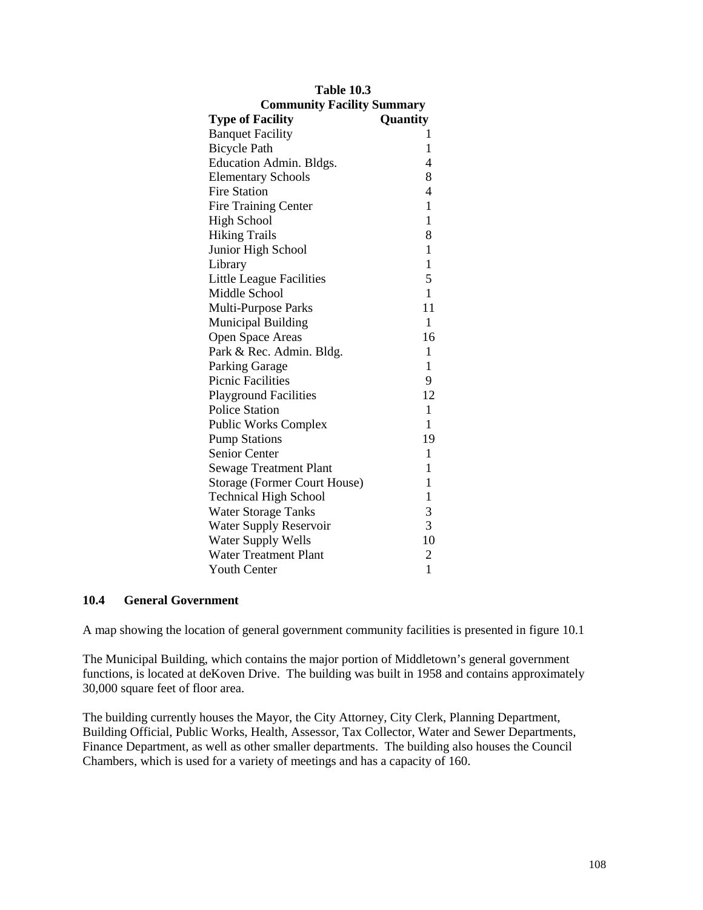**Table 10.3**
**Community Facility Summary**

| Type of Facility | Quantity |
|---|---|
| Banquet Facility | 1 |
| Bicycle Path | 1 |
| Education Admin. Bldgs. | 4 |
| Elementary Schools | 8 |
| Fire Station | 4 |
| Fire Training Center | 1 |
| High School | 1 |
| Hiking Trails | 8 |
| Junior High School | 1 |
| Library | 1 |
| Little League Facilities | 5 |
| Middle School | 1 |
| Multi-Purpose Parks | 11 |
| Municipal Building | 1 |
| Open Space Areas | 16 |
| Park & Rec. Admin. Bldg. | 1 |
| Parking Garage | 1 |
| Picnic Facilities | 9 |
| Playground Facilities | 12 |
| Police Station | 1 |
| Public Works Complex | 1 |
| Pump Stations | 19 |
| Senior Center | 1 |
| Sewage Treatment Plant | 1 |
| Storage (Former Court House) | 1 |
| Technical High School | 1 |
| Water Storage Tanks | 3 |
| Water Supply Reservoir | 3 |
| Water Supply Wells | 10 |
| Water Treatment Plant | 2 |
| Youth Center | 1 |

## 10.4 General Government

A map showing the location of general government community facilities is presented in figure 10.1

The Municipal Building, which contains the major portion of Middletown's general government functions, is located at deKoven Drive. The building was built in 1958 and contains approximately 30,000 square feet of floor area.

The building currently houses the Mayor, the City Attorney, City Clerk, Planning Department, Building Official, Public Works, Health, Assessor, Tax Collector, Water and Sewer Departments, Finance Department, as well as other smaller departments. The building also houses the Council Chambers, which is used for a variety of meetings and has a capacity of 160.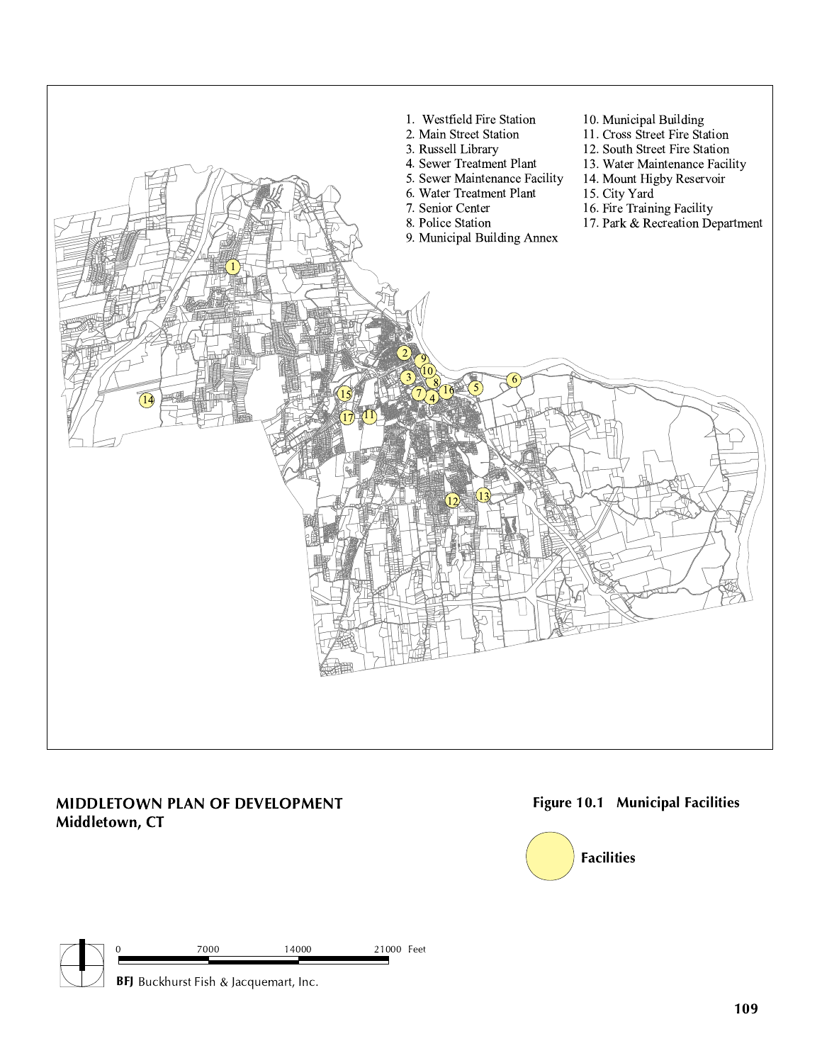1. Westfield Fire Station
2. Main Street Station
3. Russell Library
4. Sewer Treatment Plant
5. Sewer Maintenance Facility
6. Water Treatment Plant
7. Senior Center
8. Police Station
9. Municipal Building Annex
10. Municipal Building
11. Cross Street Fire Station
12. South Street Fire Station
13. Water Maintenance Facility
14. Mount Higby Reservoir
15. City Yard
16. Fire Training Facility
17. Park & Recreation Department

**MIDDLETOWN PLAN OF DEVELOPMENT**
**Middletown, CT**

**Figure 10.1 Municipal Facilities**

**Facilities**

0 7000 14000 21000 Feet

**BFJ** Buckhurst Fish & Jacquemart, Inc.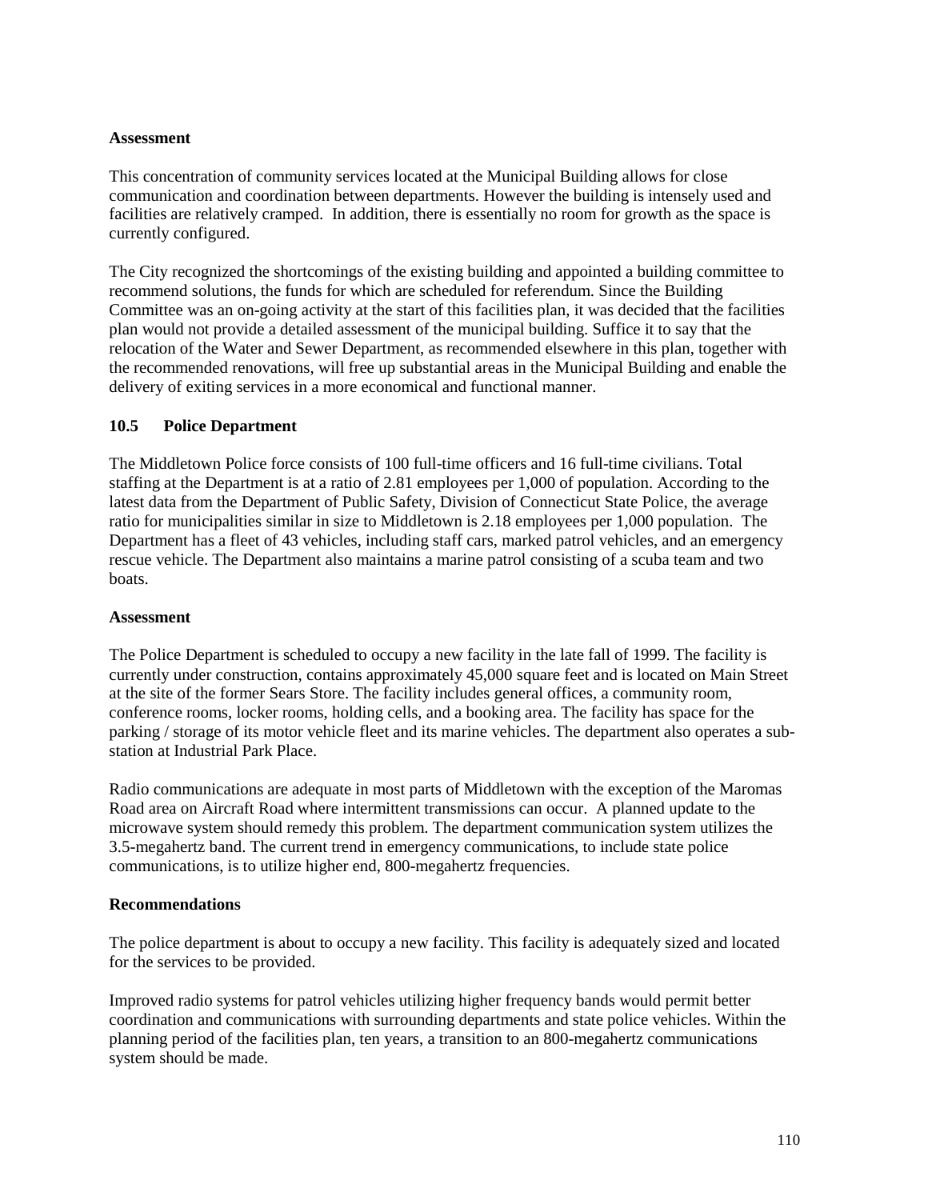**Assessment**

This concentration of community services located at the Municipal Building allows for close communication and coordination between departments. However the building is intensely used and facilities are relatively cramped. In addition, there is essentially no room for growth as the space is currently configured.

The City recognized the shortcomings of the existing building and appointed a building committee to recommend solutions, the funds for which are scheduled for referendum. Since the Building Committee was an on-going activity at the start of this facilities plan, it was decided that the facilities plan would not provide a detailed assessment of the municipal building. Suffice it to say that the relocation of the Water and Sewer Department, as recommended elsewhere in this plan, together with the recommended renovations, will free up substantial areas in the Municipal Building and enable the delivery of exiting services in a more economical and functional manner.

## 10.5 Police Department

The Middletown Police force consists of 100 full-time officers and 16 full-time civilians. Total staffing at the Department is at a ratio of 2.81 employees per 1,000 of population. According to the latest data from the Department of Public Safety, Division of Connecticut State Police, the average ratio for municipalities similar in size to Middletown is 2.18 employees per 1,000 population. The Department has a fleet of 43 vehicles, including staff cars, marked patrol vehicles, and an emergency rescue vehicle. The Department also maintains a marine patrol consisting of a scuba team and two boats.

**Assessment**

The Police Department is scheduled to occupy a new facility in the late fall of 1999. The facility is currently under construction, contains approximately 45,000 square feet and is located on Main Street at the site of the former Sears Store. The facility includes general offices, a community room, conference rooms, locker rooms, holding cells, and a booking area. The facility has space for the parking / storage of its motor vehicle fleet and its marine vehicles. The department also operates a sub-station at Industrial Park Place.

Radio communications are adequate in most parts of Middletown with the exception of the Maromas Road area on Aircraft Road where intermittent transmissions can occur. A planned update to the microwave system should remedy this problem. The department communication system utilizes the 3.5-megahertz band. The current trend in emergency communications, to include state police communications, is to utilize higher end, 800-megahertz frequencies.

**Recommendations**

The police department is about to occupy a new facility. This facility is adequately sized and located for the services to be provided.

Improved radio systems for patrol vehicles utilizing higher frequency bands would permit better coordination and communications with surrounding departments and state police vehicles. Within the planning period of the facilities plan, ten years, a transition to an 800-megahertz communications system should be made.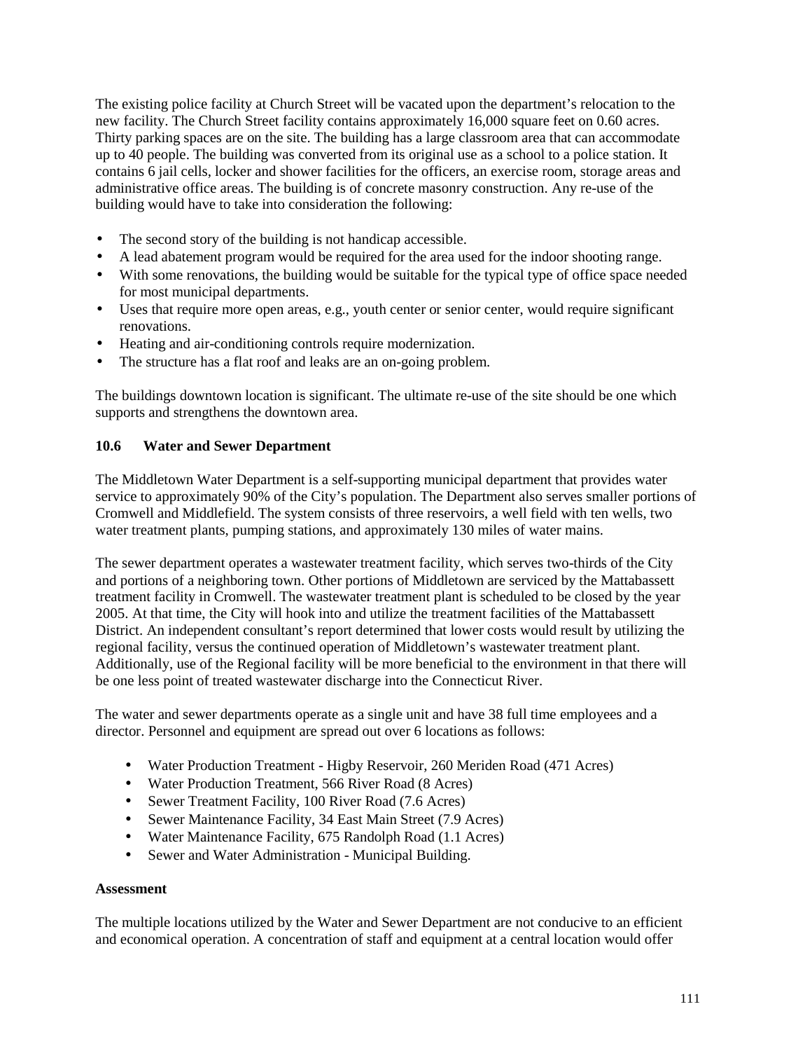The existing police facility at Church Street will be vacated upon the department's relocation to the new facility. The Church Street facility contains approximately 16,000 square feet on 0.60 acres. Thirty parking spaces are on the site. The building has a large classroom area that can accommodate up to 40 people. The building was converted from its original use as a school to a police station. It contains 6 jail cells, locker and shower facilities for the officers, an exercise room, storage areas and administrative office areas. The building is of concrete masonry construction. Any re-use of the building would have to take into consideration the following:

- The second story of the building is not handicap accessible.
- A lead abatement program would be required for the area used for the indoor shooting range.
- With some renovations, the building would be suitable for the typical type of office space needed for most municipal departments.
- Uses that require more open areas, e.g., youth center or senior center, would require significant renovations.
- Heating and air-conditioning controls require modernization.
- The structure has a flat roof and leaks are an on-going problem.

The buildings downtown location is significant. The ultimate re-use of the site should be one which supports and strengthens the downtown area.

### 10.6 Water and Sewer Department

The Middletown Water Department is a self-supporting municipal department that provides water service to approximately 90% of the City's population. The Department also serves smaller portions of Cromwell and Middlefield. The system consists of three reservoirs, a well field with ten wells, two water treatment plants, pumping stations, and approximately 130 miles of water mains.

The sewer department operates a wastewater treatment facility, which serves two-thirds of the City and portions of a neighboring town. Other portions of Middletown are serviced by the Mattabassett treatment facility in Cromwell. The wastewater treatment plant is scheduled to be closed by the year 2005. At that time, the City will hook into and utilize the treatment facilities of the Mattabassett District. An independent consultant's report determined that lower costs would result by utilizing the regional facility, versus the continued operation of Middletown's wastewater treatment plant. Additionally, use of the Regional facility will be more beneficial to the environment in that there will be one less point of treated wastewater discharge into the Connecticut River.

The water and sewer departments operate as a single unit and have 38 full time employees and a director. Personnel and equipment are spread out over 6 locations as follows:

- Water Production Treatment - Higby Reservoir, 260 Meriden Road (471 Acres)
- Water Production Treatment, 566 River Road (8 Acres)
- Sewer Treatment Facility, 100 River Road (7.6 Acres)
- Sewer Maintenance Facility, 34 East Main Street (7.9 Acres)
- Water Maintenance Facility, 675 Randolph Road (1.1 Acres)
- Sewer and Water Administration - Municipal Building.

**Assessment**

The multiple locations utilized by the Water and Sewer Department are not conducive to an efficient and economical operation. A concentration of staff and equipment at a central location would offer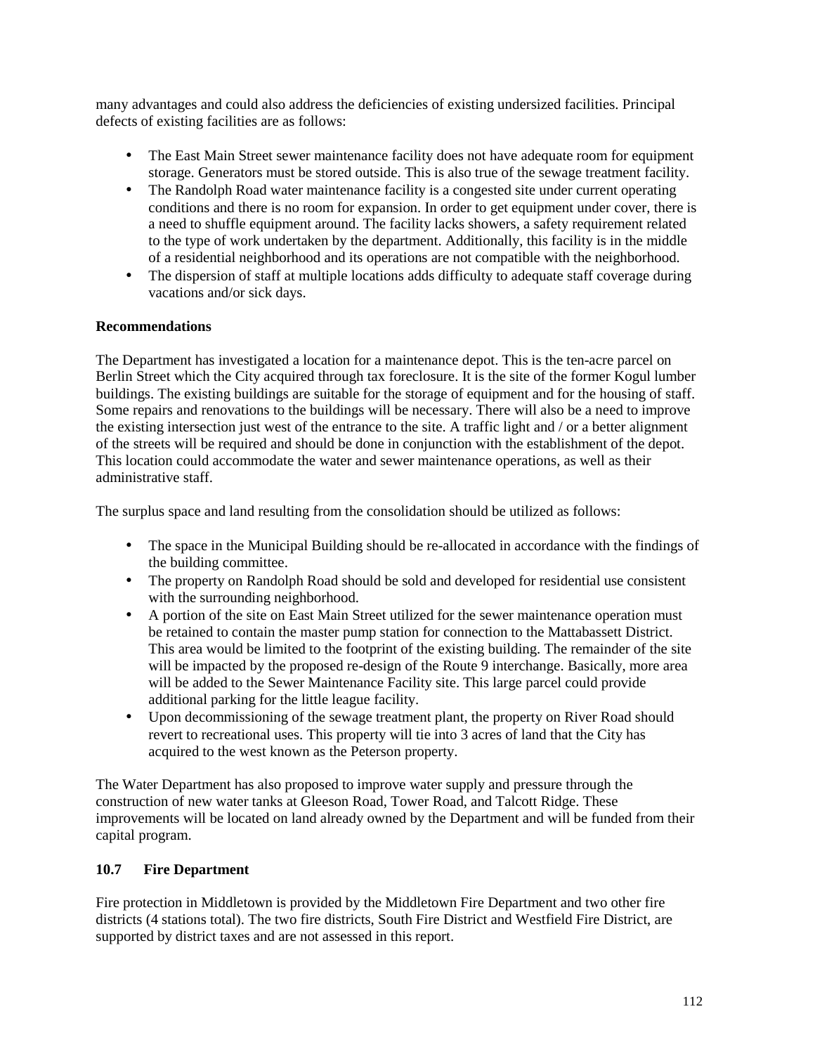many advantages and could also address the deficiencies of existing undersized facilities. Principal defects of existing facilities are as follows:

- The East Main Street sewer maintenance facility does not have adequate room for equipment storage. Generators must be stored outside. This is also true of the sewage treatment facility.
- The Randolph Road water maintenance facility is a congested site under current operating conditions and there is no room for expansion. In order to get equipment under cover, there is a need to shuffle equipment around. The facility lacks showers, a safety requirement related to the type of work undertaken by the department. Additionally, this facility is in the middle of a residential neighborhood and its operations are not compatible with the neighborhood.
- The dispersion of staff at multiple locations adds difficulty to adequate staff coverage during vacations and/or sick days.

**Recommendations**

The Department has investigated a location for a maintenance depot. This is the ten-acre parcel on Berlin Street which the City acquired through tax foreclosure. It is the site of the former Kogul lumber buildings. The existing buildings are suitable for the storage of equipment and for the housing of staff. Some repairs and renovations to the buildings will be necessary. There will also be a need to improve the existing intersection just west of the entrance to the site. A traffic light and / or a better alignment of the streets will be required and should be done in conjunction with the establishment of the depot. This location could accommodate the water and sewer maintenance operations, as well as their administrative staff.

The surplus space and land resulting from the consolidation should be utilized as follows:

- The space in the Municipal Building should be re-allocated in accordance with the findings of the building committee.
- The property on Randolph Road should be sold and developed for residential use consistent with the surrounding neighborhood.
- A portion of the site on East Main Street utilized for the sewer maintenance operation must be retained to contain the master pump station for connection to the Mattabassett District. This area would be limited to the footprint of the existing building. The remainder of the site will be impacted by the proposed re-design of the Route 9 interchange. Basically, more area will be added to the Sewer Maintenance Facility site. This large parcel could provide additional parking for the little league facility.
- Upon decommissioning of the sewage treatment plant, the property on River Road should revert to recreational uses. This property will tie into 3 acres of land that the City has acquired to the west known as the Peterson property.

The Water Department has also proposed to improve water supply and pressure through the construction of new water tanks at Gleeson Road, Tower Road, and Talcott Ridge. These improvements will be located on land already owned by the Department and will be funded from their capital program.

## 10.7 Fire Department

Fire protection in Middletown is provided by the Middletown Fire Department and two other fire districts (4 stations total). The two fire districts, South Fire District and Westfield Fire District, are supported by district taxes and are not assessed in this report.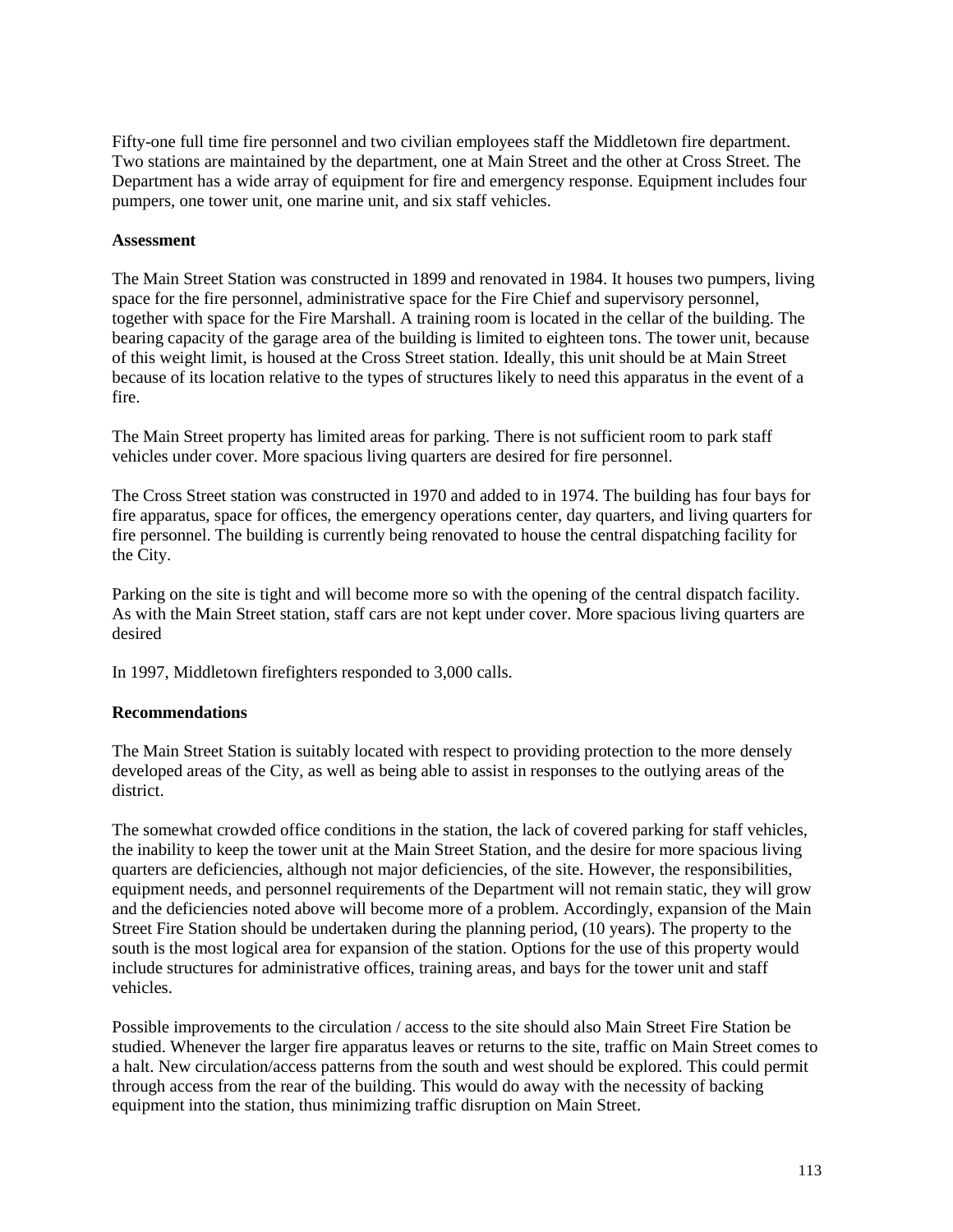Fifty-one full time fire personnel and two civilian employees staff the Middletown fire department. Two stations are maintained by the department, one at Main Street and the other at Cross Street. The Department has a wide array of equipment for fire and emergency response. Equipment includes four pumpers, one tower unit, one marine unit, and six staff vehicles.

**Assessment**

The Main Street Station was constructed in 1899 and renovated in 1984. It houses two pumpers, living space for the fire personnel, administrative space for the Fire Chief and supervisory personnel, together with space for the Fire Marshall. A training room is located in the cellar of the building. The bearing capacity of the garage area of the building is limited to eighteen tons. The tower unit, because of this weight limit, is housed at the Cross Street station. Ideally, this unit should be at Main Street because of its location relative to the types of structures likely to need this apparatus in the event of a fire.

The Main Street property has limited areas for parking. There is not sufficient room to park staff vehicles under cover. More spacious living quarters are desired for fire personnel.

The Cross Street station was constructed in 1970 and added to in 1974. The building has four bays for fire apparatus, space for offices, the emergency operations center, day quarters, and living quarters for fire personnel. The building is currently being renovated to house the central dispatching facility for the City.

Parking on the site is tight and will become more so with the opening of the central dispatch facility. As with the Main Street station, staff cars are not kept under cover. More spacious living quarters are desired

In 1997, Middletown firefighters responded to 3,000 calls.

**Recommendations**

The Main Street Station is suitably located with respect to providing protection to the more densely developed areas of the City, as well as being able to assist in responses to the outlying areas of the district.

The somewhat crowded office conditions in the station, the lack of covered parking for staff vehicles, the inability to keep the tower unit at the Main Street Station, and the desire for more spacious living quarters are deficiencies, although not major deficiencies, of the site. However, the responsibilities, equipment needs, and personnel requirements of the Department will not remain static, they will grow and the deficiencies noted above will become more of a problem. Accordingly, expansion of the Main Street Fire Station should be undertaken during the planning period, (10 years). The property to the south is the most logical area for expansion of the station. Options for the use of this property would include structures for administrative offices, training areas, and bays for the tower unit and staff vehicles.

Possible improvements to the circulation / access to the site should also Main Street Fire Station be studied. Whenever the larger fire apparatus leaves or returns to the site, traffic on Main Street comes to a halt. New circulation/access patterns from the south and west should be explored. This could permit through access from the rear of the building. This would do away with the necessity of backing equipment into the station, thus minimizing traffic disruption on Main Street.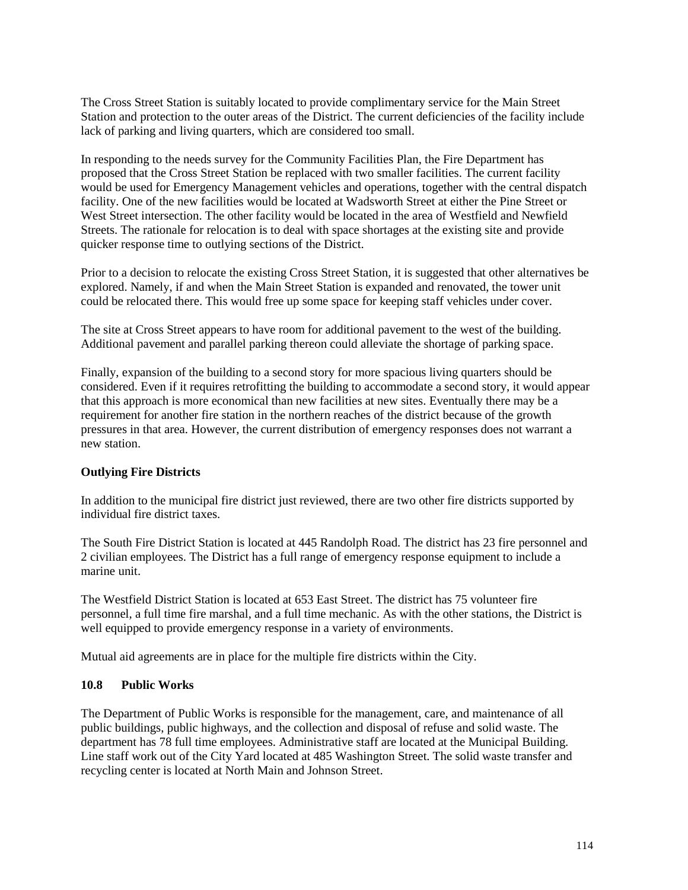The Cross Street Station is suitably located to provide complimentary service for the Main Street Station and protection to the outer areas of the District. The current deficiencies of the facility include lack of parking and living quarters, which are considered too small.

In responding to the needs survey for the Community Facilities Plan, the Fire Department has proposed that the Cross Street Station be replaced with two smaller facilities. The current facility would be used for Emergency Management vehicles and operations, together with the central dispatch facility. One of the new facilities would be located at Wadsworth Street at either the Pine Street or West Street intersection. The other facility would be located in the area of Westfield and Newfield Streets. The rationale for relocation is to deal with space shortages at the existing site and provide quicker response time to outlying sections of the District.

Prior to a decision to relocate the existing Cross Street Station, it is suggested that other alternatives be explored. Namely, if and when the Main Street Station is expanded and renovated, the tower unit could be relocated there. This would free up some space for keeping staff vehicles under cover.

The site at Cross Street appears to have room for additional pavement to the west of the building. Additional pavement and parallel parking thereon could alleviate the shortage of parking space.

Finally, expansion of the building to a second story for more spacious living quarters should be considered. Even if it requires retrofitting the building to accommodate a second story, it would appear that this approach is more economical than new facilities at new sites. Eventually there may be a requirement for another fire station in the northern reaches of the district because of the growth pressures in that area. However, the current distribution of emergency responses does not warrant a new station.

**Outlying Fire Districts**

In addition to the municipal fire district just reviewed, there are two other fire districts supported by individual fire district taxes.

The South Fire District Station is located at 445 Randolph Road. The district has 23 fire personnel and 2 civilian employees. The District has a full range of emergency response equipment to include a marine unit.

The Westfield District Station is located at 653 East Street. The district has 75 volunteer fire personnel, a full time fire marshal, and a full time mechanic. As with the other stations, the District is well equipped to provide emergency response in a variety of environments.

Mutual aid agreements are in place for the multiple fire districts within the City.

### 10.8 Public Works

The Department of Public Works is responsible for the management, care, and maintenance of all public buildings, public highways, and the collection and disposal of refuse and solid waste. The department has 78 full time employees. Administrative staff are located at the Municipal Building. Line staff work out of the City Yard located at 485 Washington Street. The solid waste transfer and recycling center is located at North Main and Johnson Street.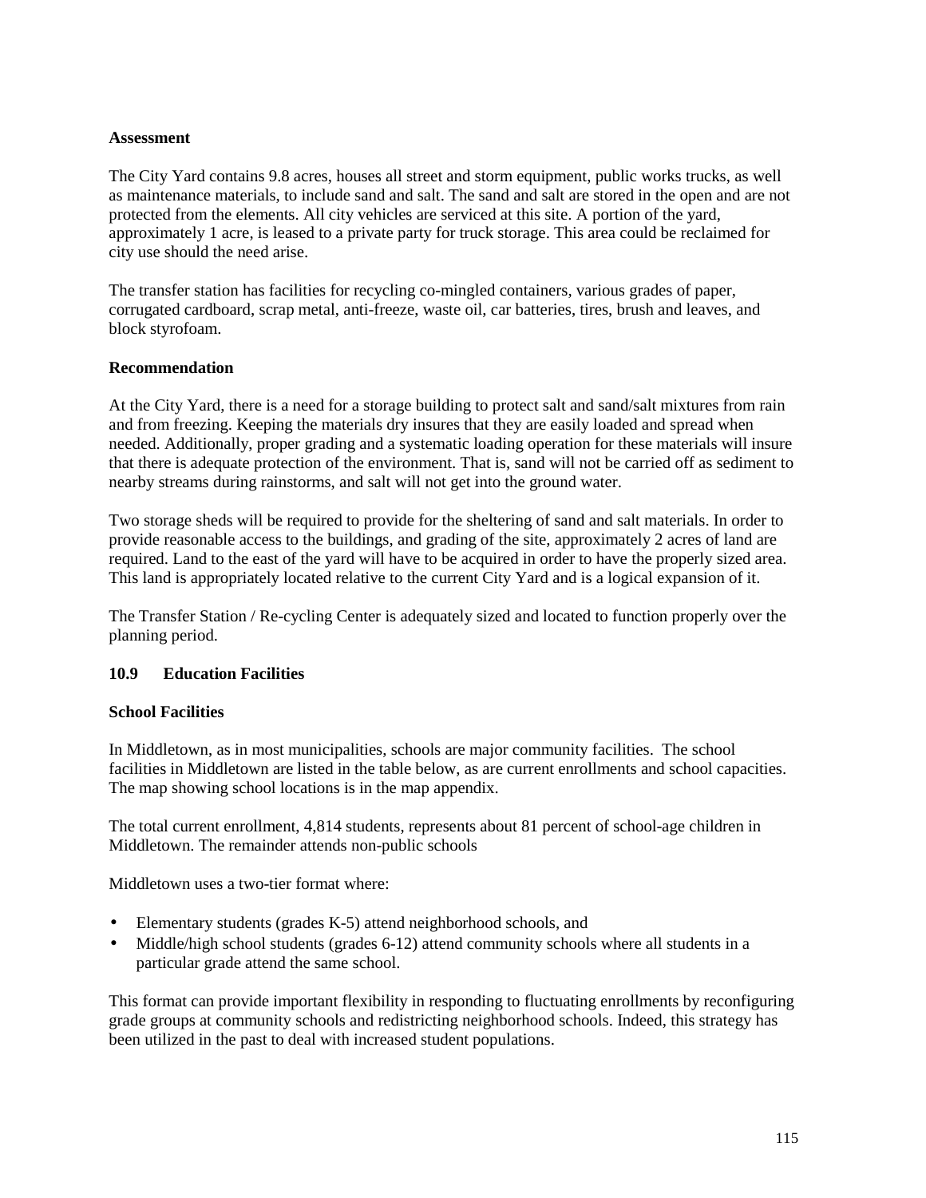**Assessment**

The City Yard contains 9.8 acres, houses all street and storm equipment, public works trucks, as well as maintenance materials, to include sand and salt. The sand and salt are stored in the open and are not protected from the elements. All city vehicles are serviced at this site. A portion of the yard, approximately 1 acre, is leased to a private party for truck storage. This area could be reclaimed for city use should the need arise.

The transfer station has facilities for recycling co-mingled containers, various grades of paper, corrugated cardboard, scrap metal, anti-freeze, waste oil, car batteries, tires, brush and leaves, and block styrofoam.

**Recommendation**

At the City Yard, there is a need for a storage building to protect salt and sand/salt mixtures from rain and from freezing. Keeping the materials dry insures that they are easily loaded and spread when needed. Additionally, proper grading and a systematic loading operation for these materials will insure that there is adequate protection of the environment. That is, sand will not be carried off as sediment to nearby streams during rainstorms, and salt will not get into the ground water.

Two storage sheds will be required to provide for the sheltering of sand and salt materials. In order to provide reasonable access to the buildings, and grading of the site, approximately 2 acres of land are required. Land to the east of the yard will have to be acquired in order to have the properly sized area. This land is appropriately located relative to the current City Yard and is a logical expansion of it.

The Transfer Station / Re-cycling Center is adequately sized and located to function properly over the planning period.

## 10.9 Education Facilities

**School Facilities**

In Middletown, as in most municipalities, schools are major community facilities. The school facilities in Middletown are listed in the table below, as are current enrollments and school capacities. The map showing school locations is in the map appendix.

The total current enrollment, 4,814 students, represents about 81 percent of school-age children in Middletown. The remainder attends non-public schools

Middletown uses a two-tier format where:

- Elementary students (grades K-5) attend neighborhood schools, and
- Middle/high school students (grades 6-12) attend community schools where all students in a particular grade attend the same school.

This format can provide important flexibility in responding to fluctuating enrollments by reconfiguring grade groups at community schools and redistricting neighborhood schools. Indeed, this strategy has been utilized in the past to deal with increased student populations.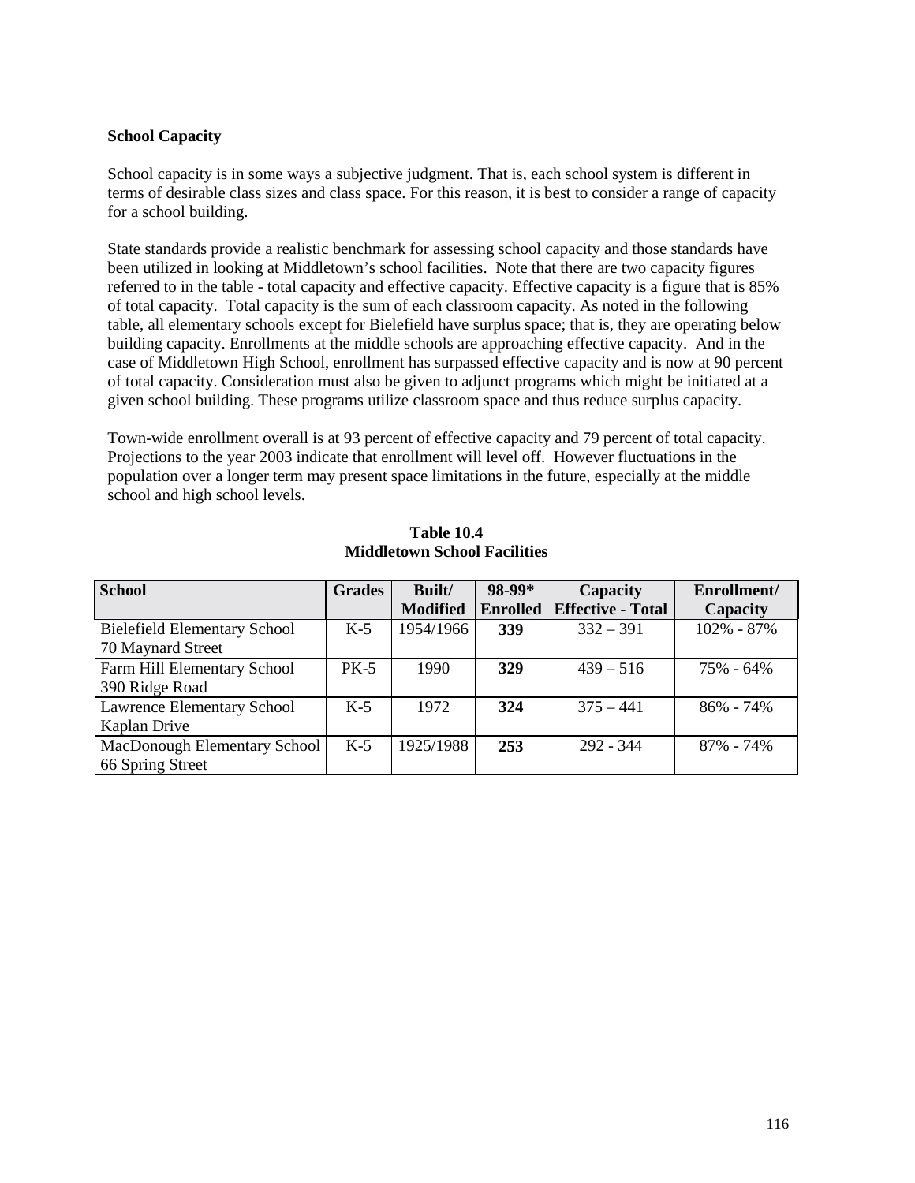**School Capacity**

School capacity is in some ways a subjective judgment. That is, each school system is different in terms of desirable class sizes and class space. For this reason, it is best to consider a range of capacity for a school building.

State standards provide a realistic benchmark for assessing school capacity and those standards have been utilized in looking at Middletown's school facilities. Note that there are two capacity figures referred to in the table - total capacity and effective capacity. Effective capacity is a figure that is 85% of total capacity. Total capacity is the sum of each classroom capacity. As noted in the following table, all elementary schools except for Bielefield have surplus space; that is, they are operating below building capacity. Enrollments at the middle schools are approaching effective capacity. And in the case of Middletown High School, enrollment has surpassed effective capacity and is now at 90 percent of total capacity. Consideration must also be given to adjunct programs which might be initiated at a given school building. These programs utilize classroom space and thus reduce surplus capacity.

Town-wide enrollment overall is at 93 percent of effective capacity and 79 percent of total capacity. Projections to the year 2003 indicate that enrollment will level off. However fluctuations in the population over a longer term may present space limitations in the future, especially at the middle school and high school levels.

**Table 10.4**
**Middletown School Facilities**

| School | Grades | Built/ Modified | 98-99* Enrolled | Capacity Effective - Total | Enrollment/ Capacity |
|---|---|---|---|---|---|
| Bielefield Elementary School 70 Maynard Street | K-5 | 1954/1966 | **339** | 332 – 391 | 102% - 87% |
| Farm Hill Elementary School 390 Ridge Road | PK-5 | 1990 | **329** | 439 – 516 | 75% - 64% |
| Lawrence Elementary School Kaplan Drive | K-5 | 1972 | **324** | 375 – 441 | 86% - 74% |
| MacDonough Elementary School 66 Spring Street | K-5 | 1925/1988 | **253** | 292 - 344 | 87% - 74% |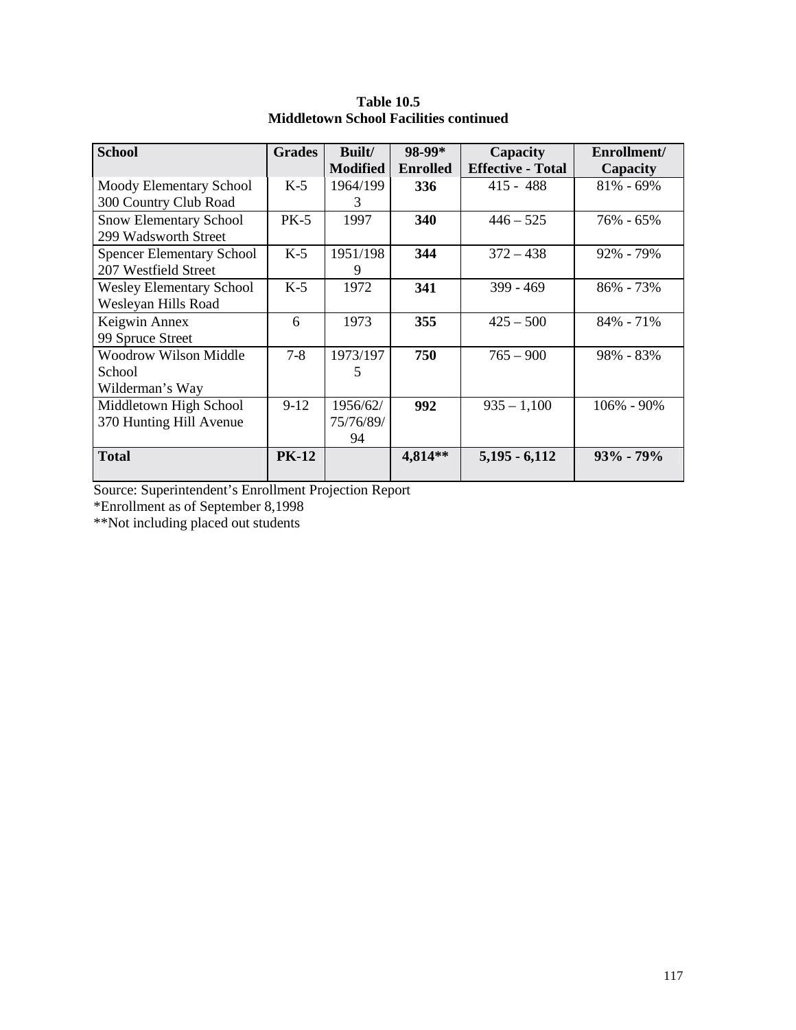**Table 10.5**
**Middletown School Facilities continued**

| School | Grades | Built/ Modified | 98-99* Enrolled | Capacity Effective - Total | Enrollment/ Capacity |
|---|---|---|---|---|---|
| Moody Elementary School 300 Country Club Road | K-5 | 1964/1993 | **336** | 415 - 488 | 81% - 69% |
| Snow Elementary School 299 Wadsworth Street | PK-5 | 1997 | **340** | 446 – 525 | 76% - 65% |
| Spencer Elementary School 207 Westfield Street | K-5 | 1951/1989 | **344** | 372 – 438 | 92% - 79% |
| Wesley Elementary School Wesleyan Hills Road | K-5 | 1972 | **341** | 399 - 469 | 86% - 73% |
| Keigwin Annex 99 Spruce Street | 6 | 1973 | **355** | 425 – 500 | 84% - 71% |
| Woodrow Wilson Middle School Wilderman's Way | 7-8 | 1973/1975 | **750** | 765 – 900 | 98% - 83% |
| Middletown High School 370 Hunting Hill Avenue | 9-12 | 1956/62/75/76/89/94 | **992** | 935 – 1,100 | 106% - 90% |
| **Total** | **PK-12** | | **4,814**** | **5,195 - 6,112** | **93% - 79%** |

Source: Superintendent's Enrollment Projection Report
*Enrollment as of September 8,1998
**Not including placed out students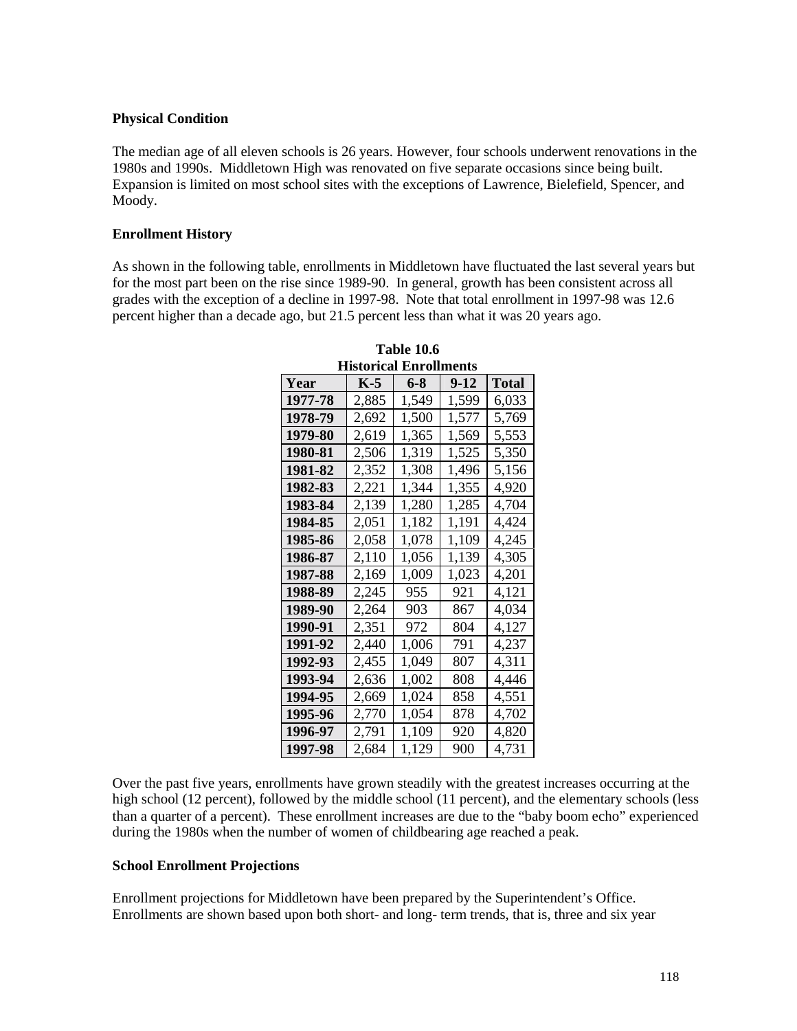### Physical Condition

The median age of all eleven schools is 26 years. However, four schools underwent renovations in the 1980s and 1990s. Middletown High was renovated on five separate occasions since being built. Expansion is limited on most school sites with the exceptions of Lawrence, Bielefield, Spencer, and Moody.

### Enrollment History

As shown in the following table, enrollments in Middletown have fluctuated the last several years but for the most part been on the rise since 1989-90. In general, growth has been consistent across all grades with the exception of a decline in 1997-98. Note that total enrollment in 1997-98 was 12.6 percent higher than a decade ago, but 21.5 percent less than what it was 20 years ago.

**Table 10.6**
**Historical Enrollments**

| Year | K-5 | 6-8 | 9-12 | Total |
|---|---|---|---|---|
| 1977-78 | 2,885 | 1,549 | 1,599 | 6,033 |
| 1978-79 | 2,692 | 1,500 | 1,577 | 5,769 |
| 1979-80 | 2,619 | 1,365 | 1,569 | 5,553 |
| 1980-81 | 2,506 | 1,319 | 1,525 | 5,350 |
| 1981-82 | 2,352 | 1,308 | 1,496 | 5,156 |
| 1982-83 | 2,221 | 1,344 | 1,355 | 4,920 |
| 1983-84 | 2,139 | 1,280 | 1,285 | 4,704 |
| 1984-85 | 2,051 | 1,182 | 1,191 | 4,424 |
| 1985-86 | 2,058 | 1,078 | 1,109 | 4,245 |
| 1986-87 | 2,110 | 1,056 | 1,139 | 4,305 |
| 1987-88 | 2,169 | 1,009 | 1,023 | 4,201 |
| 1988-89 | 2,245 | 955 | 921 | 4,121 |
| 1989-90 | 2,264 | 903 | 867 | 4,034 |
| 1990-91 | 2,351 | 972 | 804 | 4,127 |
| 1991-92 | 2,440 | 1,006 | 791 | 4,237 |
| 1992-93 | 2,455 | 1,049 | 807 | 4,311 |
| 1993-94 | 2,636 | 1,002 | 808 | 4,446 |
| 1994-95 | 2,669 | 1,024 | 858 | 4,551 |
| 1995-96 | 2,770 | 1,054 | 878 | 4,702 |
| 1996-97 | 2,791 | 1,109 | 920 | 4,820 |
| 1997-98 | 2,684 | 1,129 | 900 | 4,731 |

Over the past five years, enrollments have grown steadily with the greatest increases occurring at the high school (12 percent), followed by the middle school (11 percent), and the elementary schools (less than a quarter of a percent). These enrollment increases are due to the "baby boom echo" experienced during the 1980s when the number of women of childbearing age reached a peak.

### School Enrollment Projections

Enrollment projections for Middletown have been prepared by the Superintendent's Office. Enrollments are shown based upon both short- and long- term trends, that is, three and six year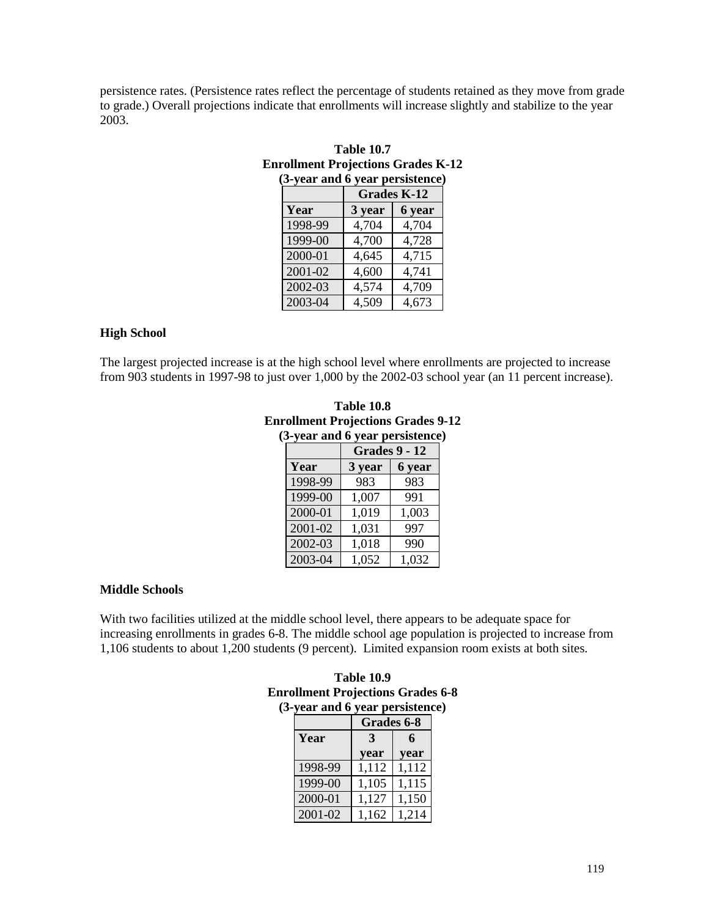persistence rates. (Persistence rates reflect the percentage of students retained as they move from grade to grade.) Overall projections indicate that enrollments will increase slightly and stabilize to the year 2003.

**Table 10.7**
**Enrollment Projections Grades K-12**
**(3-year and 6 year persistence)**

| | Grades K-12 | |
|---|---|---|
| **Year** | **3 year** | **6 year** |
| 1998-99 | 4,704 | 4,704 |
| 1999-00 | 4,700 | 4,728 |
| 2000-01 | 4,645 | 4,715 |
| 2001-02 | 4,600 | 4,741 |
| 2002-03 | 4,574 | 4,709 |
| 2003-04 | 4,509 | 4,673 |

**High School**

The largest projected increase is at the high school level where enrollments are projected to increase from 903 students in 1997-98 to just over 1,000 by the 2002-03 school year (an 11 percent increase).

**Table 10.8**
**Enrollment Projections Grades 9-12**
**(3-year and 6 year persistence)**

| | Grades 9 - 12 | |
|---|---|---|
| **Year** | **3 year** | **6 year** |
| 1998-99 | 983 | 983 |
| 1999-00 | 1,007 | 991 |
| 2000-01 | 1,019 | 1,003 |
| 2001-02 | 1,031 | 997 |
| 2002-03 | 1,018 | 990 |
| 2003-04 | 1,052 | 1,032 |

**Middle Schools**

With two facilities utilized at the middle school level, there appears to be adequate space for increasing enrollments in grades 6-8. The middle school age population is projected to increase from 1,106 students to about 1,200 students (9 percent). Limited expansion room exists at both sites.

**Table 10.9**
**Enrollment Projections Grades 6-8**
**(3-year and 6 year persistence)**

| | Grades 6-8 | |
|---|---|---|
| **Year** | **3 year** | **6 year** |
| 1998-99 | 1,112 | 1,112 |
| 1999-00 | 1,105 | 1,115 |
| 2000-01 | 1,127 | 1,150 |
| 2001-02 | 1,162 | 1,214 |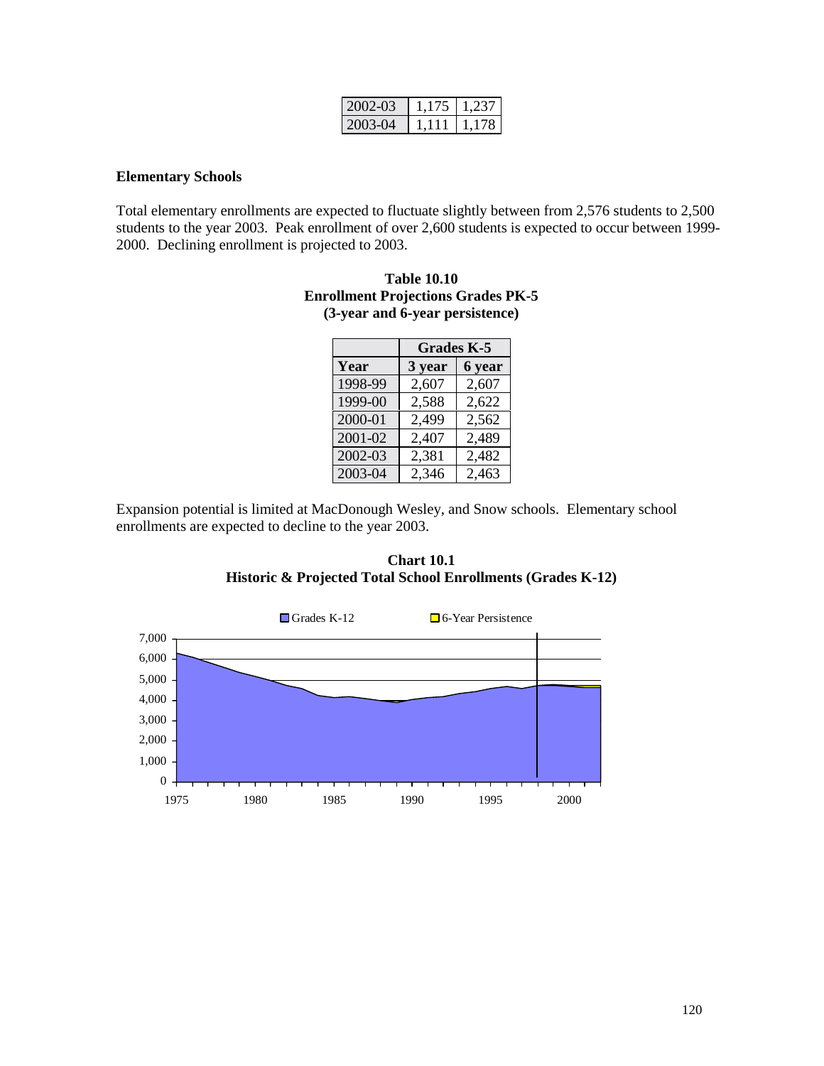| 2002-03 | 1,175 | 1,237 |
|---|---|---|
| 2003-04 | 1,111 | 1,178 |

**Elementary Schools**

Total elementary enrollments are expected to fluctuate slightly between from 2,576 students to 2,500 students to the year 2003. Peak enrollment of over 2,600 students is expected to occur between 1999-2000. Declining enrollment is projected to 2003.

**Table 10.10**
**Enrollment Projections Grades PK-5**
**(3-year and 6-year persistence)**

| | Grades K-5 | |
|---|---|---|
| **Year** | **3 year** | **6 year** |
| 1998-99 | 2,607 | 2,607 |
| 1999-00 | 2,588 | 2,622 |
| 2000-01 | 2,499 | 2,562 |
| 2001-02 | 2,407 | 2,489 |
| 2002-03 | 2,381 | 2,482 |
| 2003-04 | 2,346 | 2,463 |

Expansion potential is limited at MacDonough Wesley, and Snow schools. Elementary school enrollments are expected to decline to the year 2003.

**Chart 10.1**
**Historic & Projected Total School Enrollments (Grades K-12)**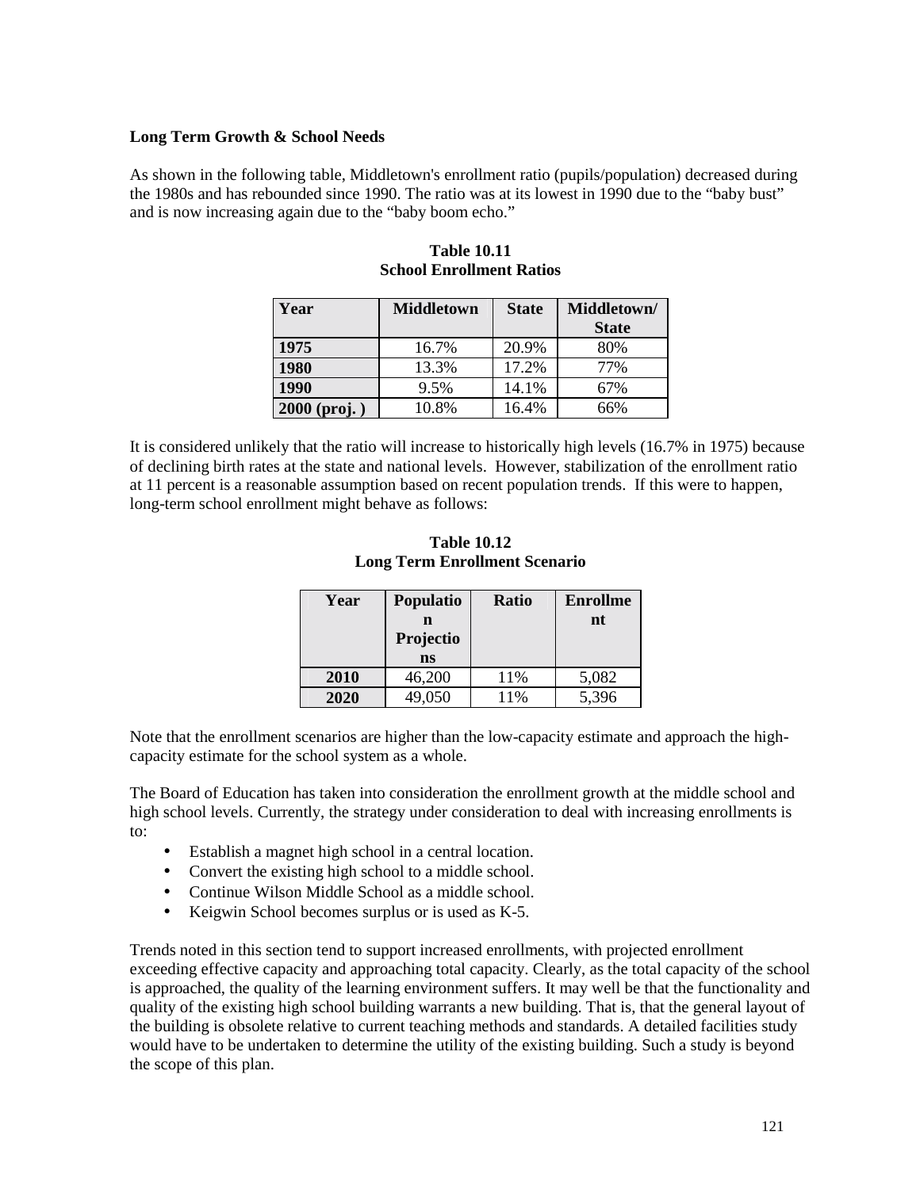**Long Term Growth & School Needs**

As shown in the following table, Middletown's enrollment ratio (pupils/population) decreased during the 1980s and has rebounded since 1990. The ratio was at its lowest in 1990 due to the "baby bust" and is now increasing again due to the "baby boom echo."

**Table 10.11**
**School Enrollment Ratios**

| Year | Middletown | State | Middletown/ State |
|---|---|---|---|
| **1975** | 16.7% | 20.9% | 80% |
| **1980** | 13.3% | 17.2% | 77% |
| **1990** | 9.5% | 14.1% | 67% |
| **2000 (proj. )** | 10.8% | 16.4% | 66% |

It is considered unlikely that the ratio will increase to historically high levels (16.7% in 1975) because of declining birth rates at the state and national levels. However, stabilization of the enrollment ratio at 11 percent is a reasonable assumption based on recent population trends. If this were to happen, long-term school enrollment might behave as follows:

**Table 10.12**
**Long Term Enrollment Scenario**

| Year | Population Projections | Ratio | Enrollment |
|---|---|---|---|
| **2010** | 46,200 | 11% | 5,082 |
| **2020** | 49,050 | 11% | 5,396 |

Note that the enrollment scenarios are higher than the low-capacity estimate and approach the high-capacity estimate for the school system as a whole.

The Board of Education has taken into consideration the enrollment growth at the middle school and high school levels. Currently, the strategy under consideration to deal with increasing enrollments is to:

- Establish a magnet high school in a central location.
- Convert the existing high school to a middle school.
- Continue Wilson Middle School as a middle school.
- Keigwin School becomes surplus or is used as K-5.

Trends noted in this section tend to support increased enrollments, with projected enrollment exceeding effective capacity and approaching total capacity. Clearly, as the total capacity of the school is approached, the quality of the learning environment suffers. It may well be that the functionality and quality of the existing high school building warrants a new building. That is, that the general layout of the building is obsolete relative to current teaching methods and standards. A detailed facilities study would have to be undertaken to determine the utility of the existing building. Such a study is beyond the scope of this plan.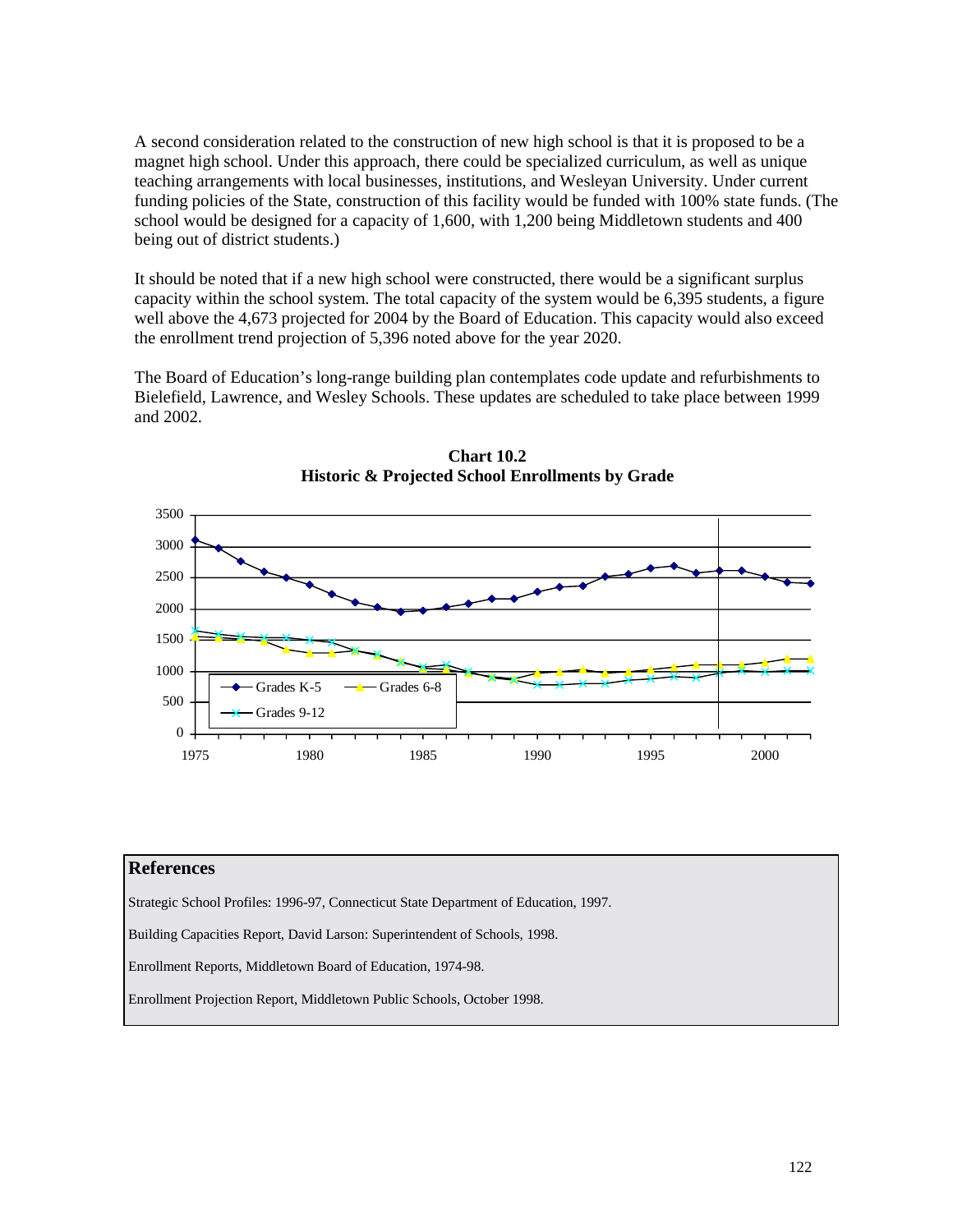A second consideration related to the construction of new high school is that it is proposed to be a magnet high school. Under this approach, there could be specialized curriculum, as well as unique teaching arrangements with local businesses, institutions, and Wesleyan University. Under current funding policies of the State, construction of this facility would be funded with 100% state funds. (The school would be designed for a capacity of 1,600, with 1,200 being Middletown students and 400 being out of district students.)

It should be noted that if a new high school were constructed, there would be a significant surplus capacity within the school system. The total capacity of the system would be 6,395 students, a figure well above the 4,673 projected for 2004 by the Board of Education. This capacity would also exceed the enrollment trend projection of 5,396 noted above for the year 2020.

The Board of Education's long-range building plan contemplates code update and refurbishments to Bielefield, Lawrence, and Wesley Schools. These updates are scheduled to take place between 1999 and 2002.

**Chart 10.2**
**Historic & Projected School Enrollments by Grade**

## References

Strategic School Profiles: 1996-97, Connecticut State Department of Education, 1997.

Building Capacities Report, David Larson: Superintendent of Schools, 1998.

Enrollment Reports, Middletown Board of Education, 1974-98.

Enrollment Projection Report, Middletown Public Schools, October 1998.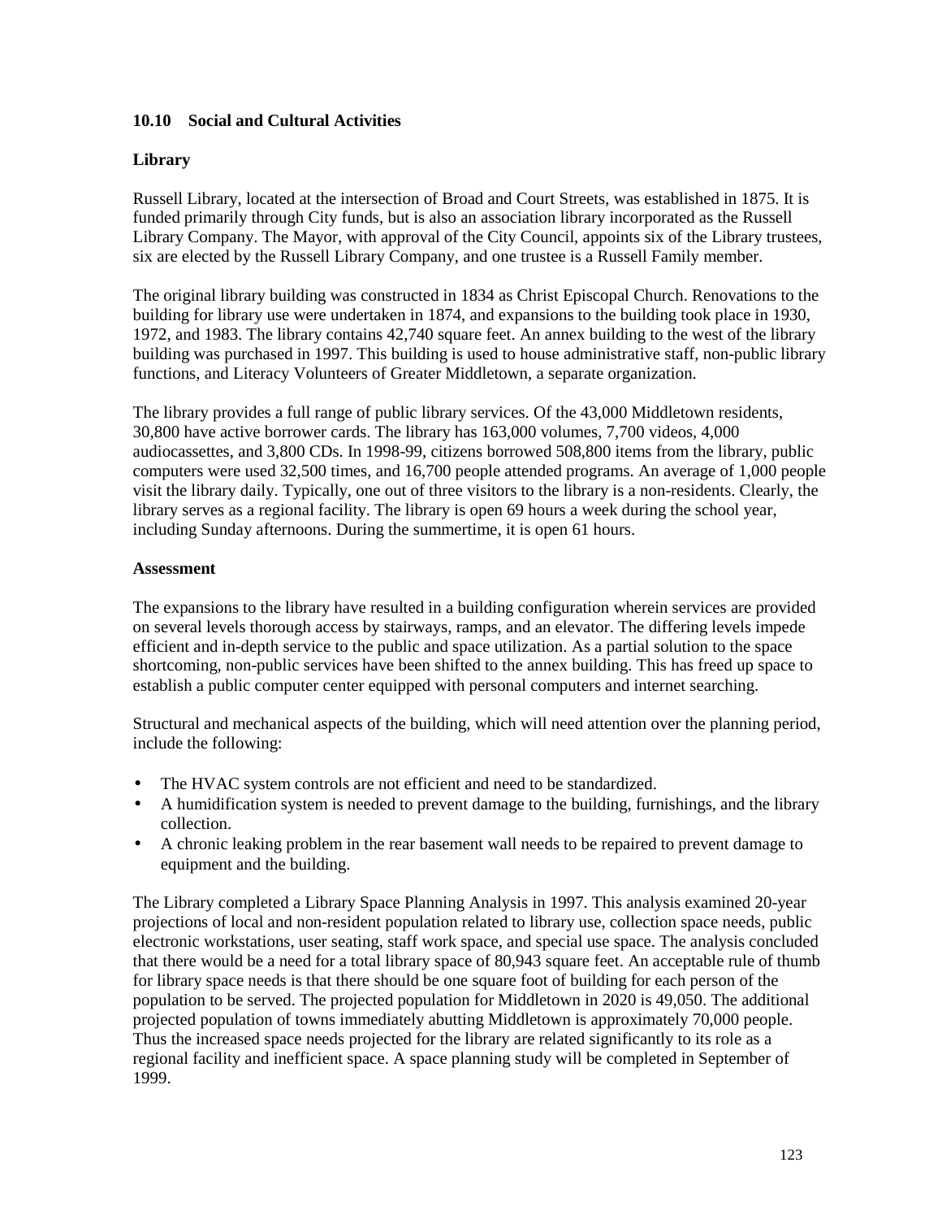### 10.10 Social and Cultural Activities

**Library**

Russell Library, located at the intersection of Broad and Court Streets, was established in 1875. It is funded primarily through City funds, but is also an association library incorporated as the Russell Library Company. The Mayor, with approval of the City Council, appoints six of the Library trustees, six are elected by the Russell Library Company, and one trustee is a Russell Family member.

The original library building was constructed in 1834 as Christ Episcopal Church. Renovations to the building for library use were undertaken in 1874, and expansions to the building took place in 1930, 1972, and 1983. The library contains 42,740 square feet. An annex building to the west of the library building was purchased in 1997. This building is used to house administrative staff, non-public library functions, and Literacy Volunteers of Greater Middletown, a separate organization.

The library provides a full range of public library services. Of the 43,000 Middletown residents, 30,800 have active borrower cards. The library has 163,000 volumes, 7,700 videos, 4,000 audiocassettes, and 3,800 CDs. In 1998-99, citizens borrowed 508,800 items from the library, public computers were used 32,500 times, and 16,700 people attended programs. An average of 1,000 people visit the library daily. Typically, one out of three visitors to the library is a non-residents. Clearly, the library serves as a regional facility. The library is open 69 hours a week during the school year, including Sunday afternoons. During the summertime, it is open 61 hours.

**Assessment**

The expansions to the library have resulted in a building configuration wherein services are provided on several levels thorough access by stairways, ramps, and an elevator. The differing levels impede efficient and in-depth service to the public and space utilization. As a partial solution to the space shortcoming, non-public services have been shifted to the annex building. This has freed up space to establish a public computer center equipped with personal computers and internet searching.

Structural and mechanical aspects of the building, which will need attention over the planning period, include the following:

- The HVAC system controls are not efficient and need to be standardized.
- A humidification system is needed to prevent damage to the building, furnishings, and the library collection.
- A chronic leaking problem in the rear basement wall needs to be repaired to prevent damage to equipment and the building.

The Library completed a Library Space Planning Analysis in 1997. This analysis examined 20-year projections of local and non-resident population related to library use, collection space needs, public electronic workstations, user seating, staff work space, and special use space. The analysis concluded that there would be a need for a total library space of 80,943 square feet. An acceptable rule of thumb for library space needs is that there should be one square foot of building for each person of the population to be served. The projected population for Middletown in 2020 is 49,050. The additional projected population of towns immediately abutting Middletown is approximately 70,000 people. Thus the increased space needs projected for the library are related significantly to its role as a regional facility and inefficient space. A space planning study will be completed in September of 1999.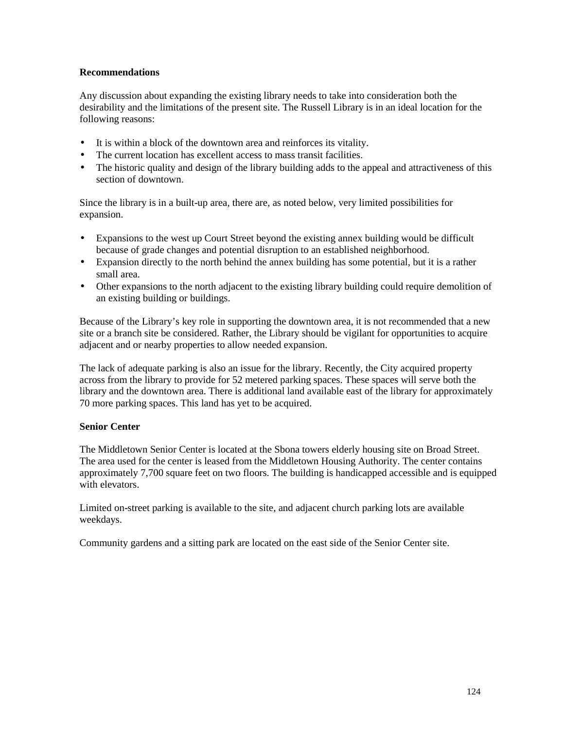**Recommendations**

Any discussion about expanding the existing library needs to take into consideration both the desirability and the limitations of the present site. The Russell Library is in an ideal location for the following reasons:

- It is within a block of the downtown area and reinforces its vitality.
- The current location has excellent access to mass transit facilities.
- The historic quality and design of the library building adds to the appeal and attractiveness of this section of downtown.

Since the library is in a built-up area, there are, as noted below, very limited possibilities for expansion.

- Expansions to the west up Court Street beyond the existing annex building would be difficult because of grade changes and potential disruption to an established neighborhood.
- Expansion directly to the north behind the annex building has some potential, but it is a rather small area.
- Other expansions to the north adjacent to the existing library building could require demolition of an existing building or buildings.

Because of the Library's key role in supporting the downtown area, it is not recommended that a new site or a branch site be considered. Rather, the Library should be vigilant for opportunities to acquire adjacent and or nearby properties to allow needed expansion.

The lack of adequate parking is also an issue for the library. Recently, the City acquired property across from the library to provide for 52 metered parking spaces. These spaces will serve both the library and the downtown area. There is additional land available east of the library for approximately 70 more parking spaces. This land has yet to be acquired.

**Senior Center**

The Middletown Senior Center is located at the Sbona towers elderly housing site on Broad Street. The area used for the center is leased from the Middletown Housing Authority. The center contains approximately 7,700 square feet on two floors. The building is handicapped accessible and is equipped with elevators.

Limited on-street parking is available to the site, and adjacent church parking lots are available weekdays.

Community gardens and a sitting park are located on the east side of the Senior Center site.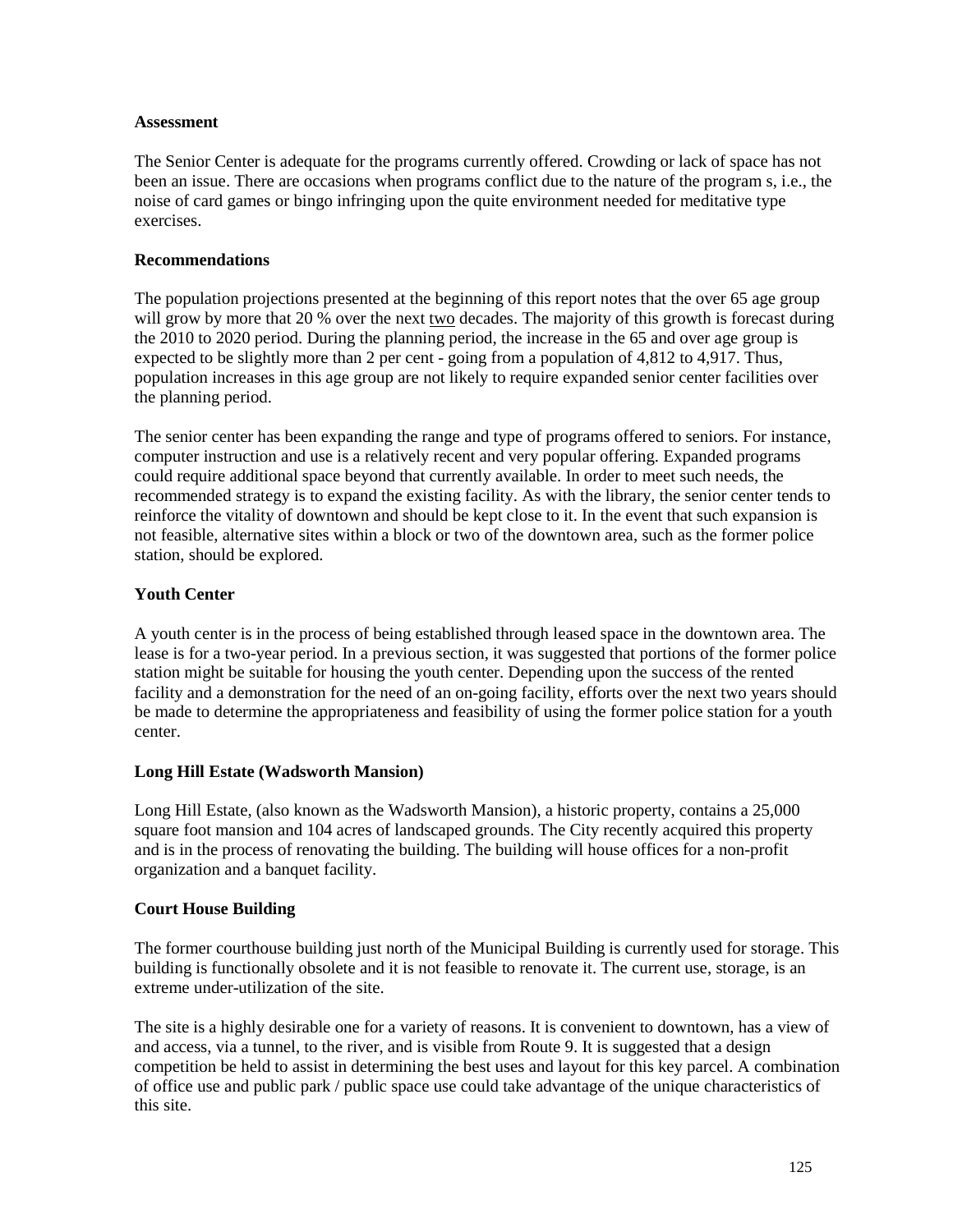**Assessment**

The Senior Center is adequate for the programs currently offered. Crowding or lack of space has not been an issue. There are occasions when programs conflict due to the nature of the program s, i.e., the noise of card games or bingo infringing upon the quite environment needed for meditative type exercises.

**Recommendations**

The population projections presented at the beginning of this report notes that the over 65 age group will grow by more that 20 % over the next two decades. The majority of this growth is forecast during the 2010 to 2020 period. During the planning period, the increase in the 65 and over age group is expected to be slightly more than 2 per cent - going from a population of 4,812 to 4,917. Thus, population increases in this age group are not likely to require expanded senior center facilities over the planning period.

The senior center has been expanding the range and type of programs offered to seniors. For instance, computer instruction and use is a relatively recent and very popular offering. Expanded programs could require additional space beyond that currently available. In order to meet such needs, the recommended strategy is to expand the existing facility. As with the library, the senior center tends to reinforce the vitality of downtown and should be kept close to it. In the event that such expansion is not feasible, alternative sites within a block or two of the downtown area, such as the former police station, should be explored.

**Youth Center**

A youth center is in the process of being established through leased space in the downtown area. The lease is for a two-year period. In a previous section, it was suggested that portions of the former police station might be suitable for housing the youth center. Depending upon the success of the rented facility and a demonstration for the need of an on-going facility, efforts over the next two years should be made to determine the appropriateness and feasibility of using the former police station for a youth center.

**Long Hill Estate (Wadsworth Mansion)**

Long Hill Estate, (also known as the Wadsworth Mansion), a historic property, contains a 25,000 square foot mansion and 104 acres of landscaped grounds. The City recently acquired this property and is in the process of renovating the building. The building will house offices for a non-profit organization and a banquet facility.

**Court House Building**

The former courthouse building just north of the Municipal Building is currently used for storage. This building is functionally obsolete and it is not feasible to renovate it. The current use, storage, is an extreme under-utilization of the site.

The site is a highly desirable one for a variety of reasons. It is convenient to downtown, has a view of and access, via a tunnel, to the river, and is visible from Route 9. It is suggested that a design competition be held to assist in determining the best uses and layout for this key parcel. A combination of office use and public park / public space use could take advantage of the unique characteristics of this site.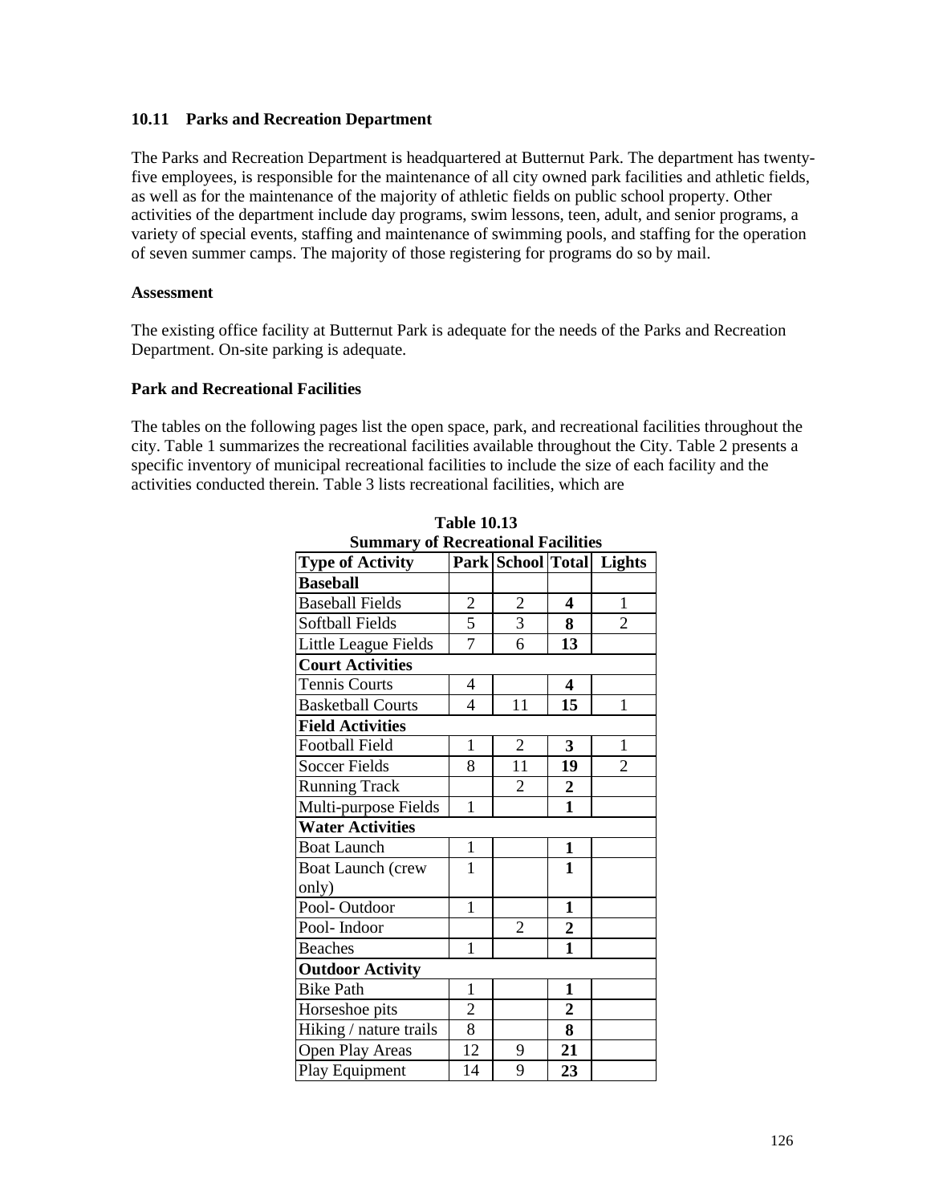### 10.11 Parks and Recreation Department

The Parks and Recreation Department is headquartered at Butternut Park. The department has twenty-five employees, is responsible for the maintenance of all city owned park facilities and athletic fields, as well as for the maintenance of the majority of athletic fields on public school property. Other activities of the department include day programs, swim lessons, teen, adult, and senior programs, a variety of special events, staffing and maintenance of swimming pools, and staffing for the operation of seven summer camps. The majority of those registering for programs do so by mail.

**Assessment**

The existing office facility at Butternut Park is adequate for the needs of the Parks and Recreation Department. On-site parking is adequate.

**Park and Recreational Facilities**

The tables on the following pages list the open space, park, and recreational facilities throughout the city. Table 1 summarizes the recreational facilities available throughout the City. Table 2 presents a specific inventory of municipal recreational facilities to include the size of each facility and the activities conducted therein. Table 3 lists recreational facilities, which are

**Table 10.13**
**Summary of Recreational Facilities**

| Type of Activity | Park | School | Total | Lights |
|---|---|---|---|---|
| **Baseball** | | | | |
| Baseball Fields | 2 | 2 | **4** | 1 |
| Softball Fields | 5 | 3 | **8** | 2 |
| Little League Fields | 7 | 6 | **13** | |
| **Court Activities** | | | | |
| Tennis Courts | 4 | | **4** | |
| Basketball Courts | 4 | 11 | **15** | 1 |
| **Field Activities** | | | | |
| Football Field | 1 | 2 | **3** | 1 |
| Soccer Fields | 8 | 11 | **19** | 2 |
| Running Track | | 2 | **2** | |
| Multi-purpose Fields | 1 | | **1** | |
| **Water Activities** | | | | |
| Boat Launch | 1 | | **1** | |
| Boat Launch (crew only) | 1 | | **1** | |
| Pool- Outdoor | 1 | | **1** | |
| Pool- Indoor | | 2 | **2** | |
| Beaches | 1 | | **1** | |
| **Outdoor Activity** | | | | |
| Bike Path | 1 | | **1** | |
| Horseshoe pits | 2 | | **2** | |
| Hiking / nature trails | 8 | | **8** | |
| Open Play Areas | 12 | 9 | **21** | |
| Play Equipment | 14 | 9 | **23** | |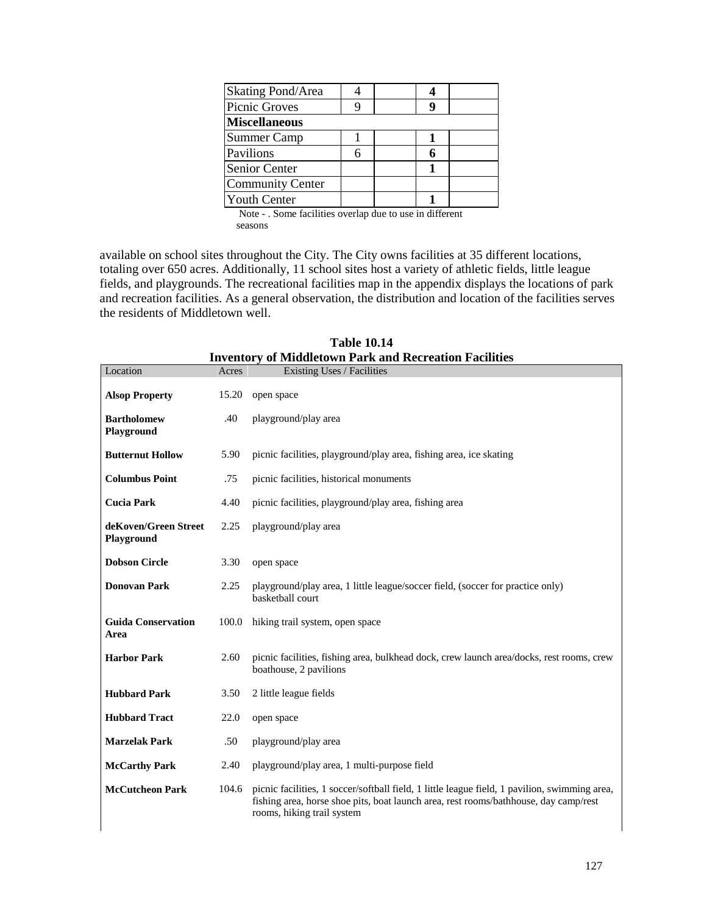| Skating Pond/Area | 4 | | **4** | |
|---|---|---|---|---|
| Picnic Groves | 9 | | **9** | |
| **Miscellaneous** | | | | |
| Summer Camp | 1 | | **1** | |
| Pavilions | 6 | | **6** | |
| Senior Center | | | **1** | |
| Community Center | | | | |
| Youth Center | | | **1** | |

Note - . Some facilities overlap due to use in different seasons

available on school sites throughout the City. The City owns facilities at 35 different locations, totaling over 650 acres. Additionally, 11 school sites host a variety of athletic fields, little league fields, and playgrounds. The recreational facilities map in the appendix displays the locations of park and recreation facilities. As a general observation, the distribution and location of the facilities serves the residents of Middletown well.

**Table 10.14**
**Inventory of Middletown Park and Recreation Facilities**

| Location | Acres | Existing Uses / Facilities |
|---|---|---|
| **Alsop Property** | 15.20 | open space |
| **Bartholomew Playground** | .40 | playground/play area |
| **Butternut Hollow** | 5.90 | picnic facilities, playground/play area, fishing area, ice skating |
| **Columbus Point** | .75 | picnic facilities, historical monuments |
| **Cucia Park** | 4.40 | picnic facilities, playground/play area, fishing area |
| **deKoven/Green Street Playground** | 2.25 | playground/play area |
| **Dobson Circle** | 3.30 | open space |
| **Donovan Park** | 2.25 | playground/play area, 1 little league/soccer field, (soccer for practice only) basketball court |
| **Guida Conservation Area** | 100.0 | hiking trail system, open space |
| **Harbor Park** | 2.60 | picnic facilities, fishing area, bulkhead dock, crew launch area/docks, rest rooms, crew boathouse, 2 pavilions |
| **Hubbard Park** | 3.50 | 2 little league fields |
| **Hubbard Tract** | 22.0 | open space |
| **Marzelak Park** | .50 | playground/play area |
| **McCarthy Park** | 2.40 | playground/play area, 1 multi-purpose field |
| **McCutcheon Park** | 104.6 | picnic facilities, 1 soccer/softball field, 1 little league field, 1 pavilion, swimming area, fishing area, horse shoe pits, boat launch area, rest rooms/bathhouse, day camp/rest rooms, hiking trail system |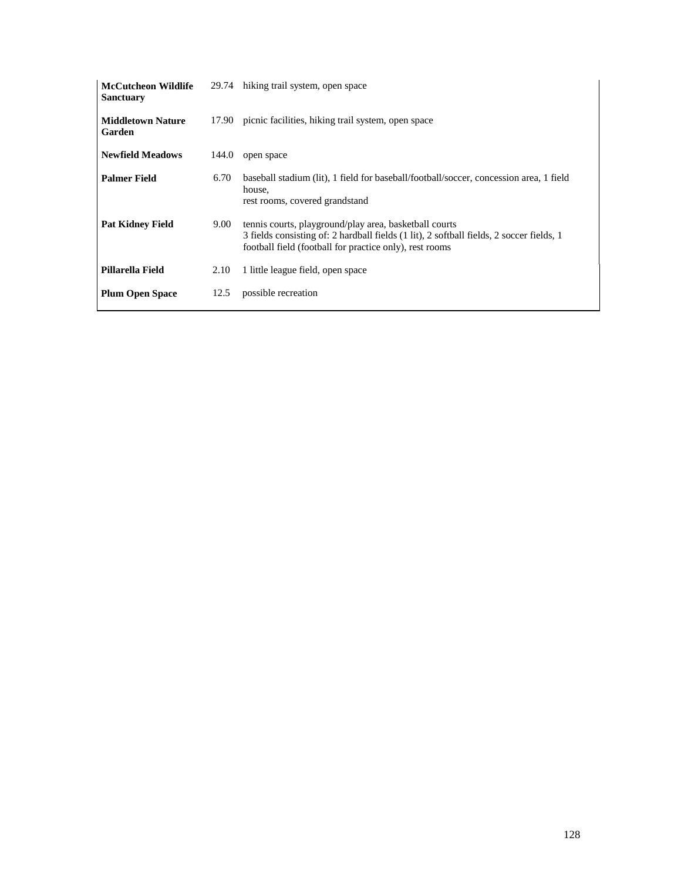| | | |
|---|---|---|
| **McCutcheon Wildlife Sanctuary** | 29.74 | hiking trail system, open space |
| **Middletown Nature Garden** | 17.90 | picnic facilities, hiking trail system, open space |
| **Newfield Meadows** | 144.0 | open space |
| **Palmer Field** | 6.70 | baseball stadium (lit), 1 field for baseball/football/soccer, concession area, 1 field house, rest rooms, covered grandstand |
| **Pat Kidney Field** | 9.00 | tennis courts, playground/play area, basketball courts 3 fields consisting of: 2 hardball fields (1 lit), 2 softball fields, 2 soccer fields, 1 football field (football for practice only), rest rooms |
| **Pillarella Field** | 2.10 | 1 little league field, open space |
| **Plum Open Space** | 12.5 | possible recreation |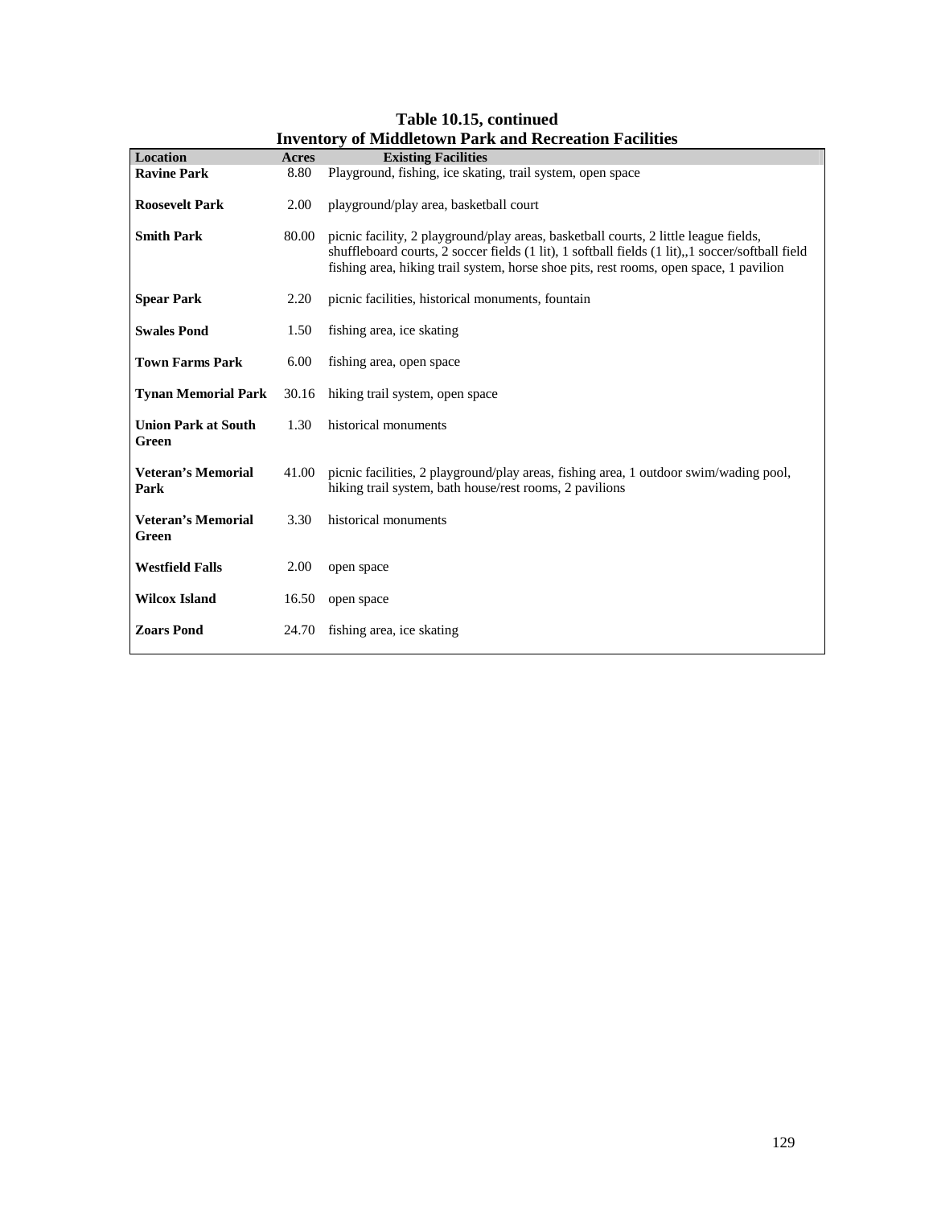**Table 10.15, continued**
**Inventory of Middletown Park and Recreation Facilities**

| Location | Acres | Existing Facilities |
|---|---|---|
| **Ravine Park** | 8.80 | Playground, fishing, ice skating, trail system, open space |
| **Roosevelt Park** | 2.00 | playground/play area, basketball court |
| **Smith Park** | 80.00 | picnic facility, 2 playground/play areas, basketball courts, 2 little league fields, shuffleboard courts, 2 soccer fields (1 lit), 1 softball fields (1 lit),,1 soccer/softball field fishing area, hiking trail system, horse shoe pits, rest rooms, open space, 1 pavilion |
| **Spear Park** | 2.20 | picnic facilities, historical monuments, fountain |
| **Swales Pond** | 1.50 | fishing area, ice skating |
| **Town Farms Park** | 6.00 | fishing area, open space |
| **Tynan Memorial Park** | 30.16 | hiking trail system, open space |
| **Union Park at South Green** | 1.30 | historical monuments |
| **Veteran's Memorial Park** | 41.00 | picnic facilities, 2 playground/play areas, fishing area, 1 outdoor swim/wading pool, hiking trail system, bath house/rest rooms, 2 pavilions |
| **Veteran's Memorial Green** | 3.30 | historical monuments |
| **Westfield Falls** | 2.00 | open space |
| **Wilcox Island** | 16.50 | open space |
| **Zoars Pond** | 24.70 | fishing area, ice skating |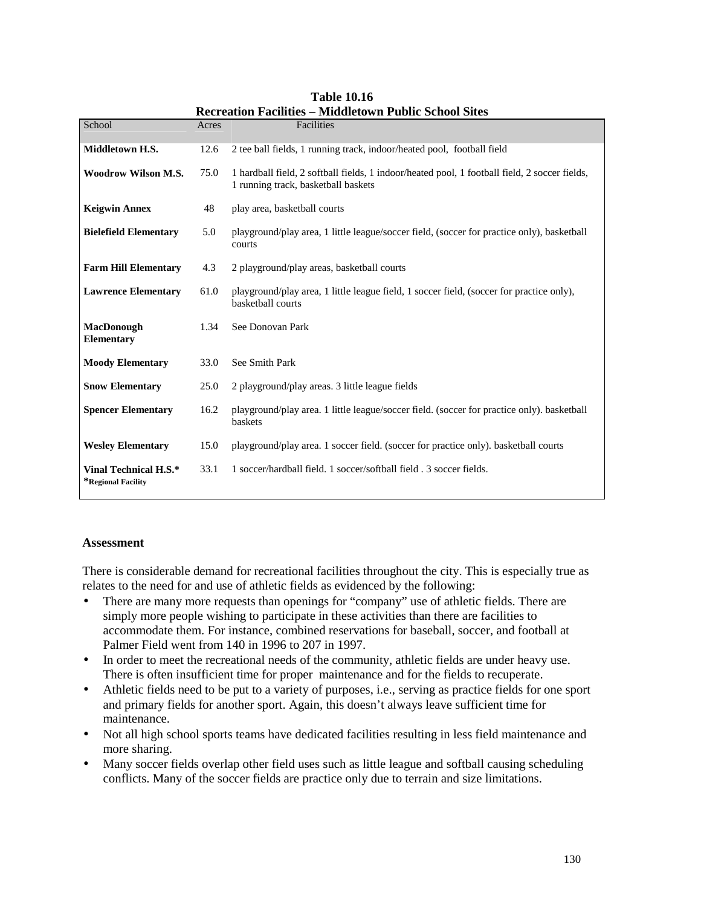**Table 10.16**
**Recreation Facilities – Middletown Public School Sites**

| School | Acres | Facilities |
|---|---|---|
| **Middletown H.S.** | 12.6 | 2 tee ball fields, 1 running track, indoor/heated pool, football field |
| **Woodrow Wilson M.S.** | 75.0 | 1 hardball field, 2 softball fields, 1 indoor/heated pool, 1 football field, 2 soccer fields, 1 running track, basketball baskets |
| **Keigwin Annex** | 48 | play area, basketball courts |
| **Bielefield Elementary** | 5.0 | playground/play area, 1 little league/soccer field, (soccer for practice only), basketball courts |
| **Farm Hill Elementary** | 4.3 | 2 playground/play areas, basketball courts |
| **Lawrence Elementary** | 61.0 | playground/play area, 1 little league field, 1 soccer field, (soccer for practice only), basketball courts |
| **MacDonough Elementary** | 1.34 | See Donovan Park |
| **Moody Elementary** | 33.0 | See Smith Park |
| **Snow Elementary** | 25.0 | 2 playground/play areas. 3 little league fields |
| **Spencer Elementary** | 16.2 | playground/play area. 1 little league/soccer field. (soccer for practice only). basketball baskets |
| **Wesley Elementary** | 15.0 | playground/play area. 1 soccer field. (soccer for practice only). basketball courts |
| **Vinal Technical H.S.*** *Regional Facility | 33.1 | 1 soccer/hardball field. 1 soccer/softball field . 3 soccer fields. |

### Assessment

There is considerable demand for recreational facilities throughout the city. This is especially true as relates to the need for and use of athletic fields as evidenced by the following:

- There are many more requests than openings for "company" use of athletic fields. There are simply more people wishing to participate in these activities than there are facilities to accommodate them. For instance, combined reservations for baseball, soccer, and football at Palmer Field went from 140 in 1996 to 207 in 1997.
- In order to meet the recreational needs of the community, athletic fields are under heavy use. There is often insufficient time for proper maintenance and for the fields to recuperate.
- Athletic fields need to be put to a variety of purposes, i.e., serving as practice fields for one sport and primary fields for another sport. Again, this doesn't always leave sufficient time for maintenance.
- Not all high school sports teams have dedicated facilities resulting in less field maintenance and more sharing.
- Many soccer fields overlap other field uses such as little league and softball causing scheduling conflicts. Many of the soccer fields are practice only due to terrain and size limitations.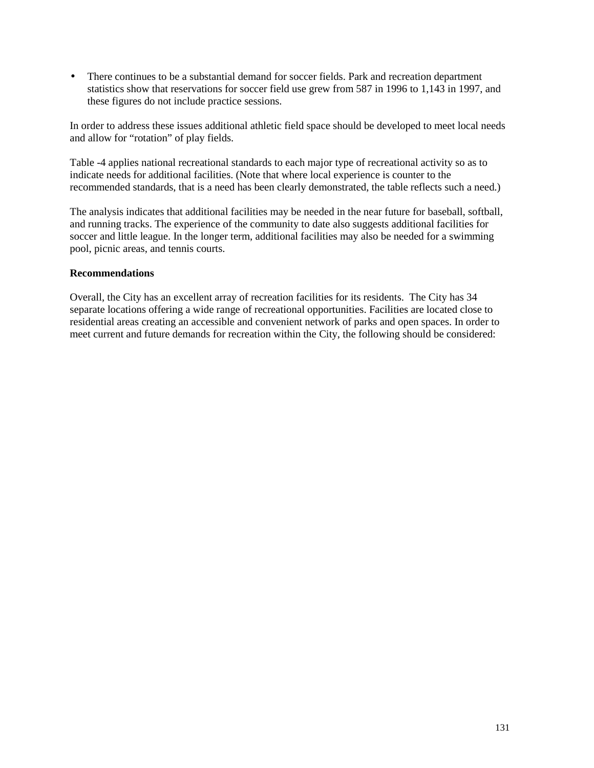- There continues to be a substantial demand for soccer fields. Park and recreation department statistics show that reservations for soccer field use grew from 587 in 1996 to 1,143 in 1997, and these figures do not include practice sessions.

In order to address these issues additional athletic field space should be developed to meet local needs and allow for "rotation" of play fields.

Table -4 applies national recreational standards to each major type of recreational activity so as to indicate needs for additional facilities. (Note that where local experience is counter to the recommended standards, that is a need has been clearly demonstrated, the table reflects such a need.)

The analysis indicates that additional facilities may be needed in the near future for baseball, softball, and running tracks. The experience of the community to date also suggests additional facilities for soccer and little league. In the longer term, additional facilities may also be needed for a swimming pool, picnic areas, and tennis courts.

**Recommendations**

Overall, the City has an excellent array of recreation facilities for its residents. The City has 34 separate locations offering a wide range of recreational opportunities. Facilities are located close to residential areas creating an accessible and convenient network of parks and open spaces. In order to meet current and future demands for recreation within the City, the following should be considered: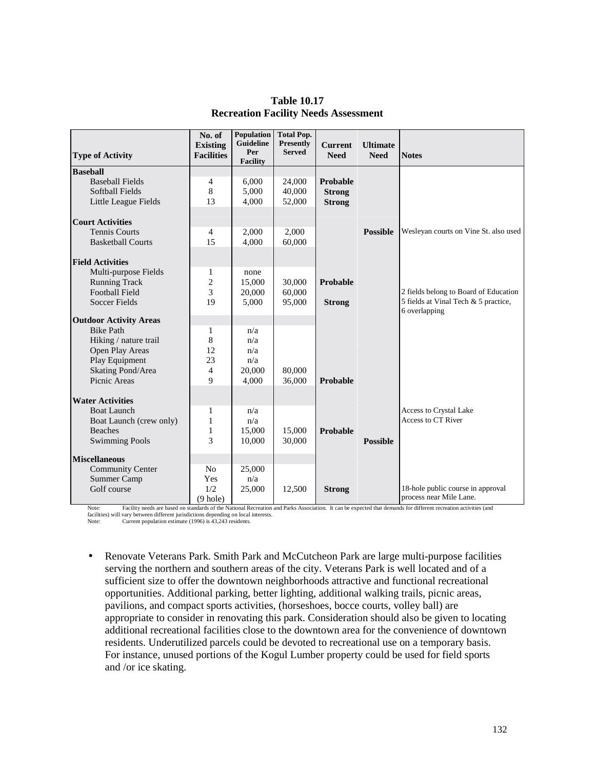**Table 10.17**
**Recreation Facility Needs Assessment**

| Type of Activity | No. of Existing Facilities | Population Guideline Per Facility | Total Pop. Presently Served | Current Need | Ultimate Need | Notes |
|---|---|---|---|---|---|---|
| **Baseball** | | | | | | |
| Baseball Fields | 4 | 6,000 | 24,000 | **Probable** | | |
| Softball Fields | 8 | 5,000 | 40,000 | **Strong** | | |
| Little League Fields | 13 | 4,000 | 52,000 | **Strong** | | |
| **Court Activities** | | | | | | |
| Tennis Courts | 4 | 2,000 | 2,000 | | **Possible** | Wesleyan courts on Vine St. also used |
| Basketball Courts | 15 | 4,000 | 60,000 | | | |
| **Field Activities** | | | | | | |
| Multi-purpose Fields | 1 | none | | | | |
| Running Track | 2 | 15,000 | 30,000 | **Probable** | | |
| Football Field | 3 | 20,000 | 60,000 | | | 2 fields belong to Board of Education |
| Soccer Fields | 19 | 5,000 | 95,000 | **Strong** | | 5 fields at Vinal Tech & 5 practice, 6 overlapping |
| **Outdoor Activity Areas** | | | | | | |
| Bike Path | 1 | n/a | | | | |
| Hiking / nature trail | 8 | n/a | | | | |
| Open Play Areas | 12 | n/a | | | | |
| Play Equipment | 23 | n/a | | | | |
| Skating Pond/Area | 4 | 20,000 | 80,000 | | | |
| Picnic Areas | 9 | 4,000 | 36,000 | **Probable** | | |
| **Water Activities** | | | | | | |
| Boat Launch | 1 | n/a | | | | Access to Crystal Lake |
| Boat Launch (crew only) | 1 | n/a | | | | Access to CT River |
| Beaches | 1 | 15,000 | 15,000 | **Probable** | | |
| Swimming Pools | 3 | 10,000 | 30,000 | | **Possible** | |
| **Miscellaneous** | | | | | | |
| Community Center | No | 25,000 | | | | |
| Summer Camp | Yes | n/a | | | | |
| Golf course | 1/2 (9 hole) | 25,000 | 12,500 | **Strong** | | 18-hole public course in approval process near Mile Lane. |

Note: Facility needs are based on standards of the National Recreation and Parks Association. It can be expected that demands for different recreation activities (and facilities) will vary between different jurisdictions depending on local interests.
Note: Current population estimate (1996) is 43,243 residents.

- Renovate Veterans Park. Smith Park and McCutcheon Park are large multi-purpose facilities serving the northern and southern areas of the city. Veterans Park is well located and of a sufficient size to offer the downtown neighborhoods attractive and functional recreational opportunities. Additional parking, better lighting, additional walking trails, picnic areas, pavilions, and compact sports activities, (horseshoes, bocce courts, volley ball) are appropriate to consider in renovating this park. Consideration should also be given to locating additional recreational facilities close to the downtown area for the convenience of downtown residents. Underutilized parcels could be devoted to recreational use on a temporary basis. For instance, unused portions of the Kogul Lumber property could be used for field sports and /or ice skating.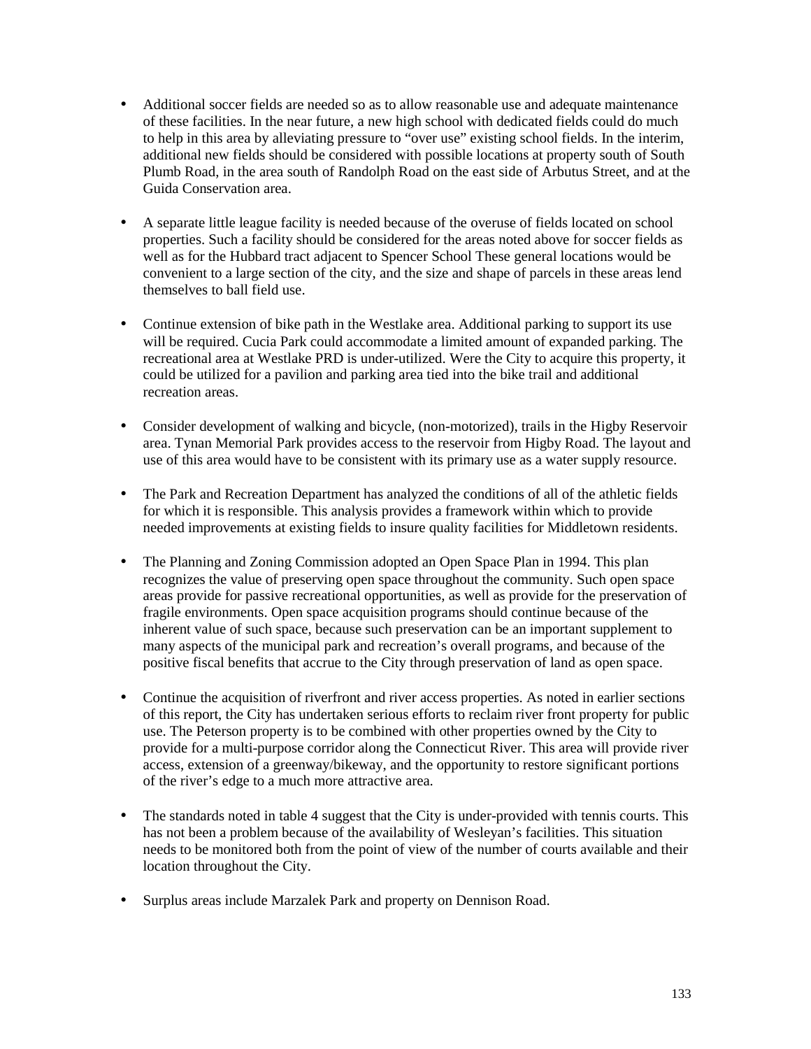- Additional soccer fields are needed so as to allow reasonable use and adequate maintenance of these facilities. In the near future, a new high school with dedicated fields could do much to help in this area by alleviating pressure to "over use" existing school fields. In the interim, additional new fields should be considered with possible locations at property south of South Plumb Road, in the area south of Randolph Road on the east side of Arbutus Street, and at the Guida Conservation area.

- A separate little league facility is needed because of the overuse of fields located on school properties. Such a facility should be considered for the areas noted above for soccer fields as well as for the Hubbard tract adjacent to Spencer School These general locations would be convenient to a large section of the city, and the size and shape of parcels in these areas lend themselves to ball field use.

- Continue extension of bike path in the Westlake area. Additional parking to support its use will be required. Cucia Park could accommodate a limited amount of expanded parking. The recreational area at Westlake PRD is under-utilized. Were the City to acquire this property, it could be utilized for a pavilion and parking area tied into the bike trail and additional recreation areas.

- Consider development of walking and bicycle, (non-motorized), trails in the Higby Reservoir area. Tynan Memorial Park provides access to the reservoir from Higby Road. The layout and use of this area would have to be consistent with its primary use as a water supply resource.

- The Park and Recreation Department has analyzed the conditions of all of the athletic fields for which it is responsible. This analysis provides a framework within which to provide needed improvements at existing fields to insure quality facilities for Middletown residents.

- The Planning and Zoning Commission adopted an Open Space Plan in 1994. This plan recognizes the value of preserving open space throughout the community. Such open space areas provide for passive recreational opportunities, as well as provide for the preservation of fragile environments. Open space acquisition programs should continue because of the inherent value of such space, because such preservation can be an important supplement to many aspects of the municipal park and recreation's overall programs, and because of the positive fiscal benefits that accrue to the City through preservation of land as open space.

- Continue the acquisition of riverfront and river access properties. As noted in earlier sections of this report, the City has undertaken serious efforts to reclaim river front property for public use. The Peterson property is to be combined with other properties owned by the City to provide for a multi-purpose corridor along the Connecticut River. This area will provide river access, extension of a greenway/bikeway, and the opportunity to restore significant portions of the river's edge to a much more attractive area.

- The standards noted in table 4 suggest that the City is under-provided with tennis courts. This has not been a problem because of the availability of Wesleyan's facilities. This situation needs to be monitored both from the point of view of the number of courts available and their location throughout the City.

- Surplus areas include Marzalek Park and property on Dennison Road.